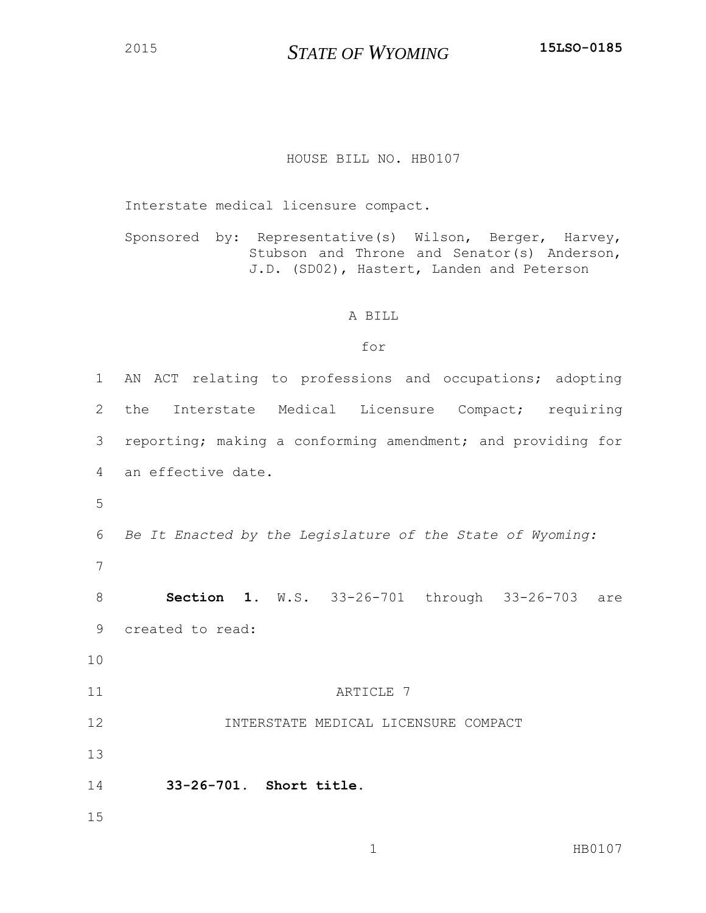2015 **STATE OF WYOMING** **15LSO-0185**

HOUSE BILL NO. HB0107

Interstate medical licensure compact.

Sponsored by: Representative(s) Wilson, Berger, Harvey, Stubson and Throne and Senator(s) Anderson, J.D. (SD02), Hastert, Landen and Peterson

A BILL

for

AN ACT relating to professions and occupations; adopting the Interstate Medical Licensure Compact; requiring reporting; making a conforming amendment; and providing for an effective date.

*Be It Enacted by the Legislature of the State of Wyoming:*

**Section 1.** W.S. 33-26-701 through 33-26-703 are created to read:

ARTICLE 7

INTERSTATE MEDICAL LICENSURE COMPACT

**33-26-701. Short title.**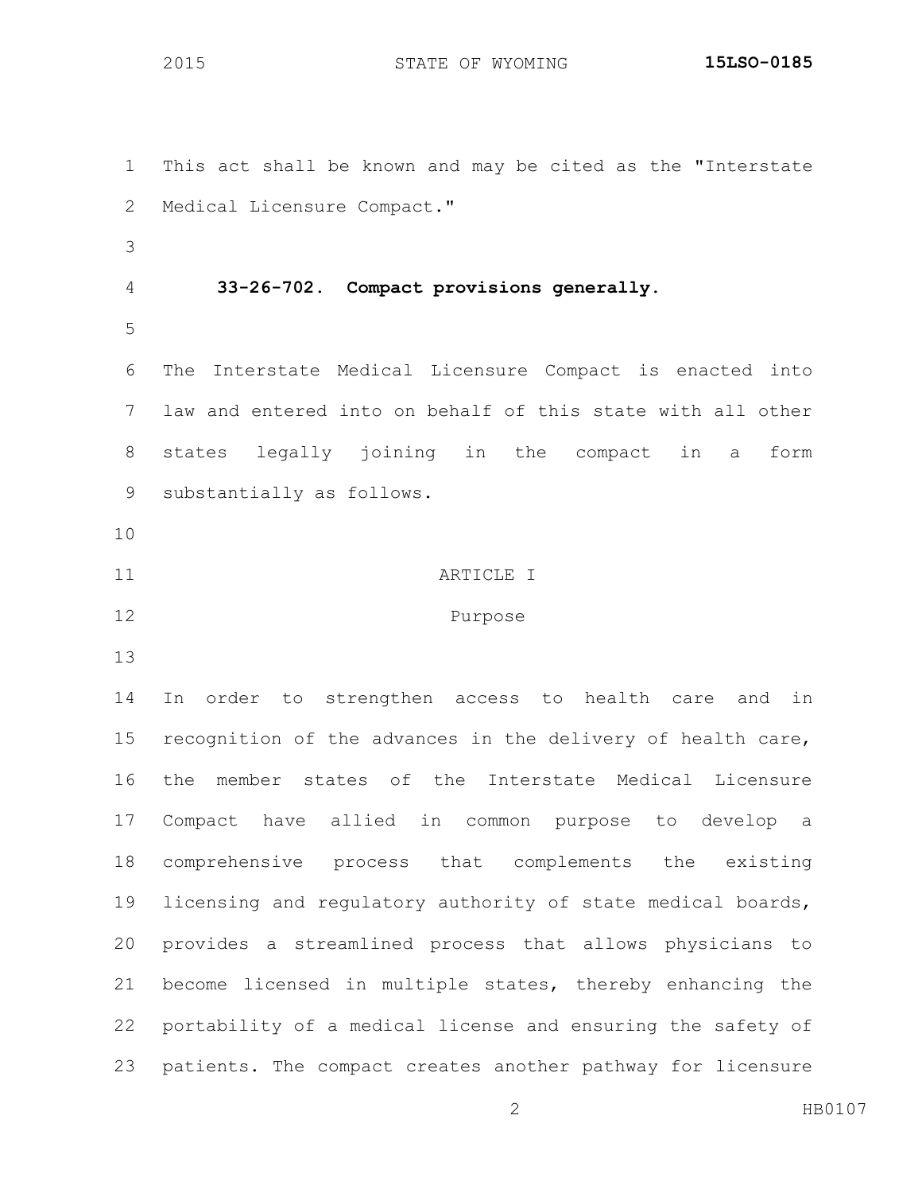This act shall be known and may be cited as the "Interstate Medical Licensure Compact."

**33-26-702. Compact provisions generally.**

The Interstate Medical Licensure Compact is enacted into law and entered into on behalf of this state with all other states legally joining in the compact in a form substantially as follows.

ARTICLE I

Purpose

In order to strengthen access to health care and in recognition of the advances in the delivery of health care, the member states of the Interstate Medical Licensure Compact have allied in common purpose to develop a comprehensive process that complements the existing licensing and regulatory authority of state medical boards, provides a streamlined process that allows physicians to become licensed in multiple states, thereby enhancing the portability of a medical license and ensuring the safety of patients. The compact creates another pathway for licensure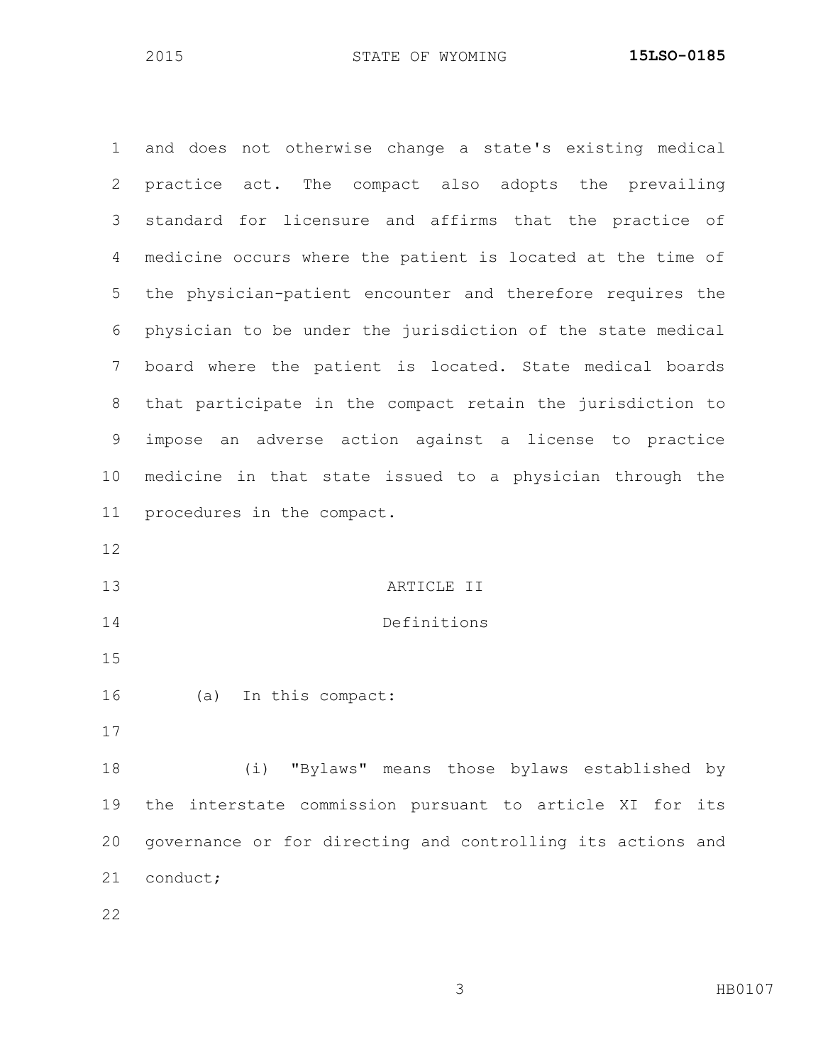and does not otherwise change a state's existing medical practice act. The compact also adopts the prevailing standard for licensure and affirms that the practice of medicine occurs where the patient is located at the time of the physician-patient encounter and therefore requires the physician to be under the jurisdiction of the state medical board where the patient is located. State medical boards that participate in the compact retain the jurisdiction to impose an adverse action against a license to practice medicine in that state issued to a physician through the procedures in the compact.

ARTICLE II

Definitions

(a) In this compact:

(i) "Bylaws" means those bylaws established by the interstate commission pursuant to article XI for its governance or for directing and controlling its actions and conduct;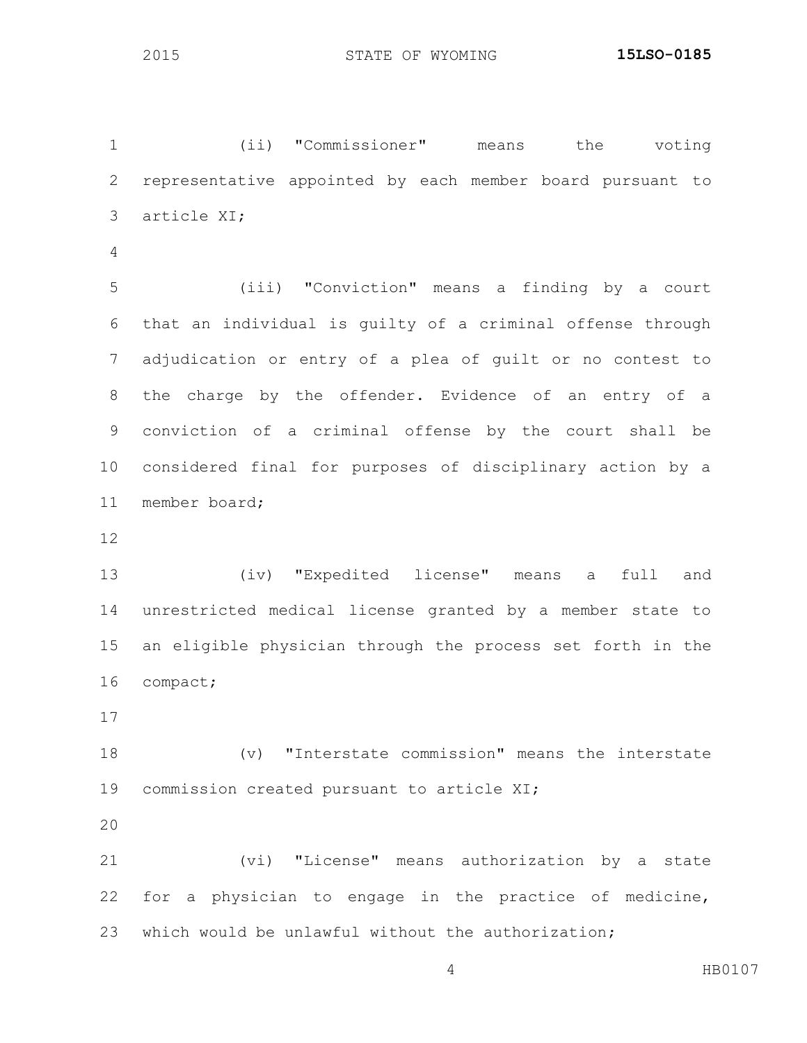(ii) "Commissioner" means the voting representative appointed by each member board pursuant to article XI;

(iii) "Conviction" means a finding by a court that an individual is guilty of a criminal offense through adjudication or entry of a plea of guilt or no contest to the charge by the offender. Evidence of an entry of a conviction of a criminal offense by the court shall be considered final for purposes of disciplinary action by a member board;

(iv) "Expedited license" means a full and unrestricted medical license granted by a member state to an eligible physician through the process set forth in the compact;

(v) "Interstate commission" means the interstate commission created pursuant to article XI;

(vi) "License" means authorization by a state for a physician to engage in the practice of medicine, which would be unlawful without the authorization;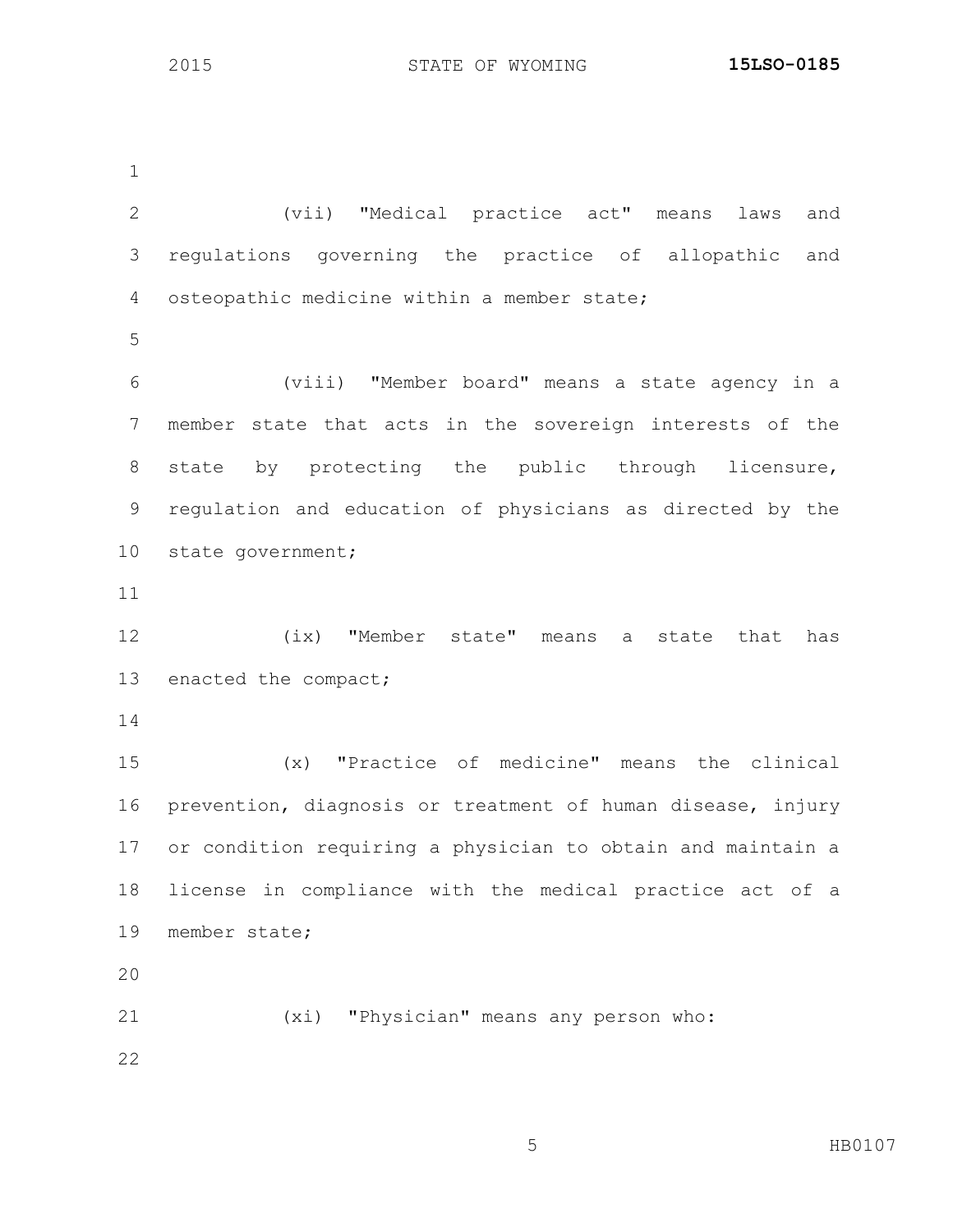(vii) "Medical practice act" means laws and regulations governing the practice of allopathic and osteopathic medicine within a member state;

(viii) "Member board" means a state agency in a member state that acts in the sovereign interests of the state by protecting the public through licensure, regulation and education of physicians as directed by the state government;

(ix) "Member state" means a state that has enacted the compact;

(x) "Practice of medicine" means the clinical prevention, diagnosis or treatment of human disease, injury or condition requiring a physician to obtain and maintain a license in compliance with the medical practice act of a member state;

(xi) "Physician" means any person who: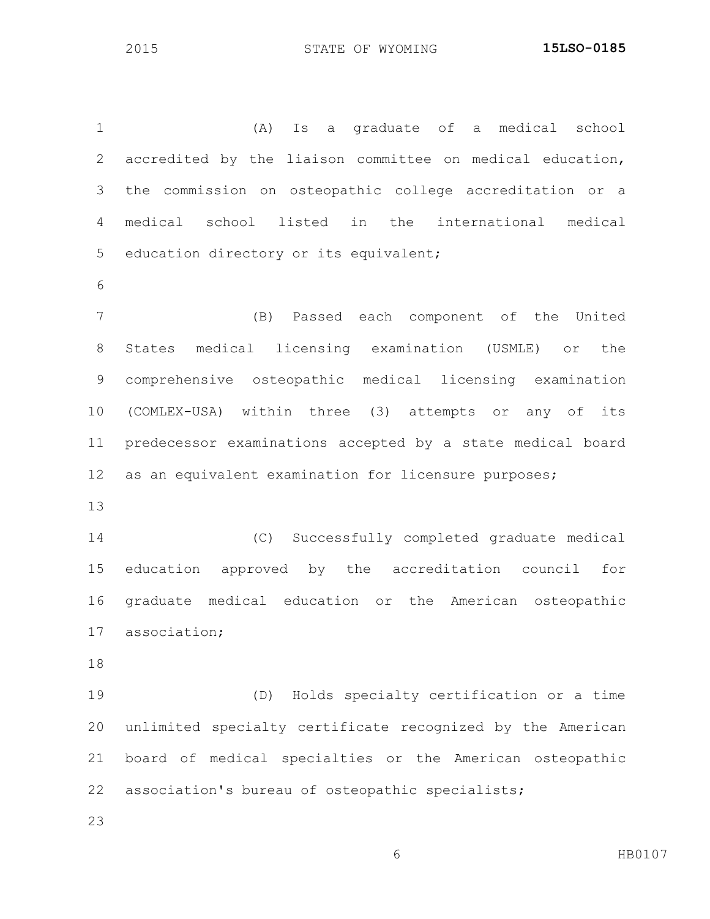(A) Is a graduate of a medical school accredited by the liaison committee on medical education, the commission on osteopathic college accreditation or a medical school listed in the international medical education directory or its equivalent;

(B) Passed each component of the United States medical licensing examination (USMLE) or the comprehensive osteopathic medical licensing examination (COMLEX-USA) within three (3) attempts or any of its predecessor examinations accepted by a state medical board as an equivalent examination for licensure purposes;

(C) Successfully completed graduate medical education approved by the accreditation council for graduate medical education or the American osteopathic association;

(D) Holds specialty certification or a time unlimited specialty certificate recognized by the American board of medical specialties or the American osteopathic association's bureau of osteopathic specialists;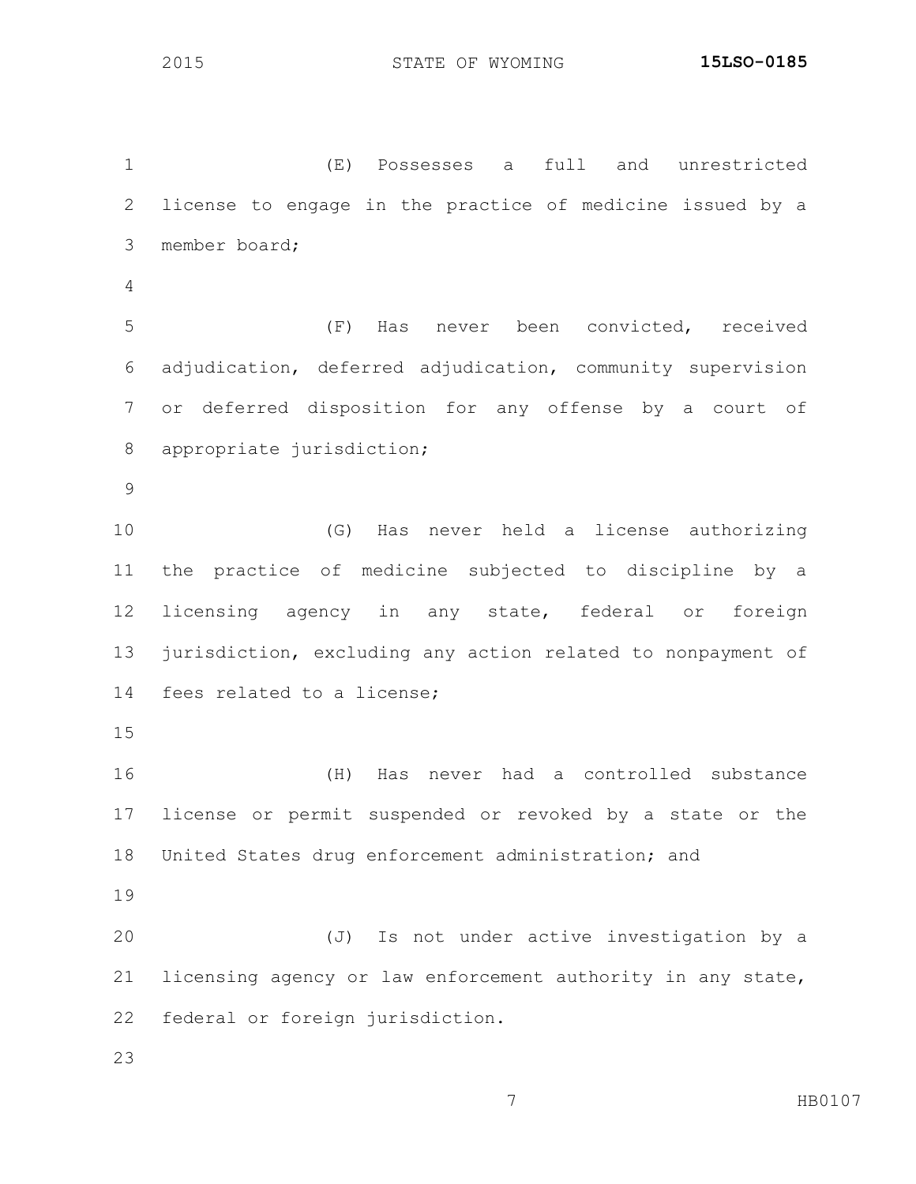(E) Possesses a full and unrestricted license to engage in the practice of medicine issued by a member board;

(F) Has never been convicted, received adjudication, deferred adjudication, community supervision or deferred disposition for any offense by a court of appropriate jurisdiction;

(G) Has never held a license authorizing the practice of medicine subjected to discipline by a licensing agency in any state, federal or foreign jurisdiction, excluding any action related to nonpayment of fees related to a license;

(H) Has never had a controlled substance license or permit suspended or revoked by a state or the United States drug enforcement administration; and

(J) Is not under active investigation by a licensing agency or law enforcement authority in any state, federal or foreign jurisdiction.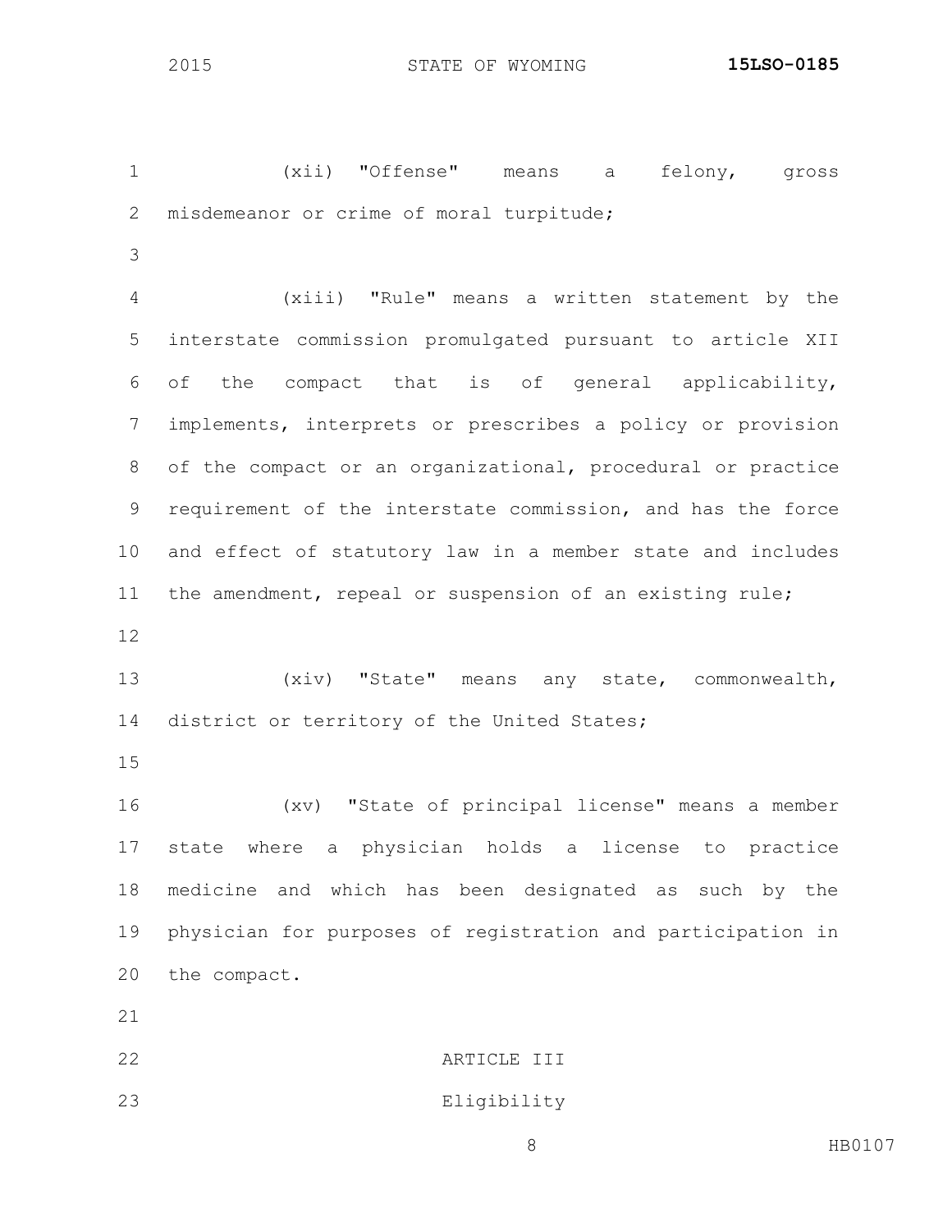(xii) "Offense" means a felony, gross misdemeanor or crime of moral turpitude;

(xiii) "Rule" means a written statement by the interstate commission promulgated pursuant to article XII of the compact that is of general applicability, implements, interprets or prescribes a policy or provision of the compact or an organizational, procedural or practice requirement of the interstate commission, and has the force and effect of statutory law in a member state and includes the amendment, repeal or suspension of an existing rule;

(xiv) "State" means any state, commonwealth, district or territory of the United States;

(xv) "State of principal license" means a member state where a physician holds a license to practice medicine and which has been designated as such by the physician for purposes of registration and participation in the compact.

## ARTICLE III

## Eligibility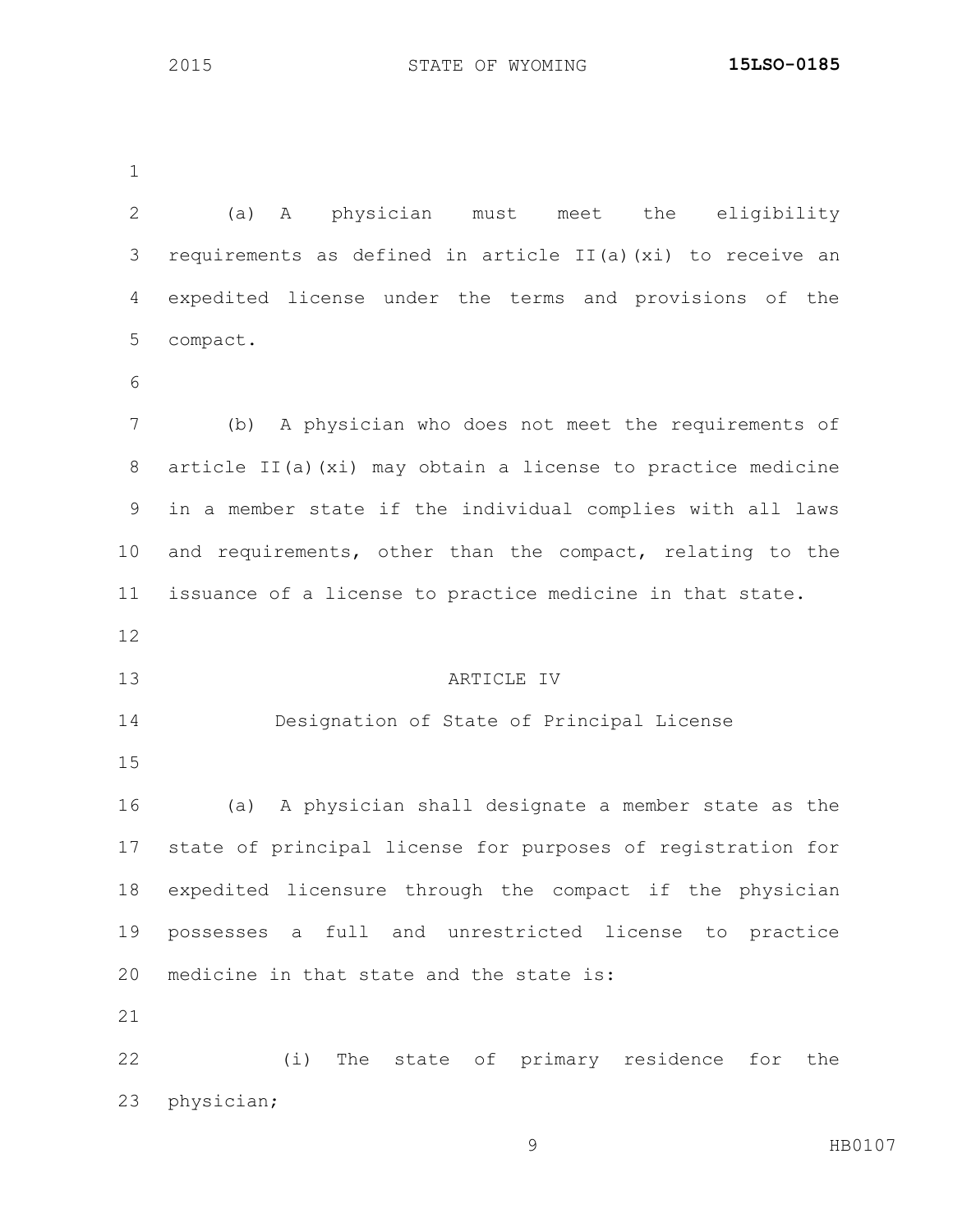(a) A physician must meet the eligibility requirements as defined in article II(a)(xi) to receive an expedited license under the terms and provisions of the compact.

(b) A physician who does not meet the requirements of article II(a)(xi) may obtain a license to practice medicine in a member state if the individual complies with all laws and requirements, other than the compact, relating to the issuance of a license to practice medicine in that state.

## ARTICLE IV

### Designation of State of Principal License

(a) A physician shall designate a member state as the state of principal license for purposes of registration for expedited licensure through the compact if the physician possesses a full and unrestricted license to practice medicine in that state and the state is:

(i) The state of primary residence for the physician;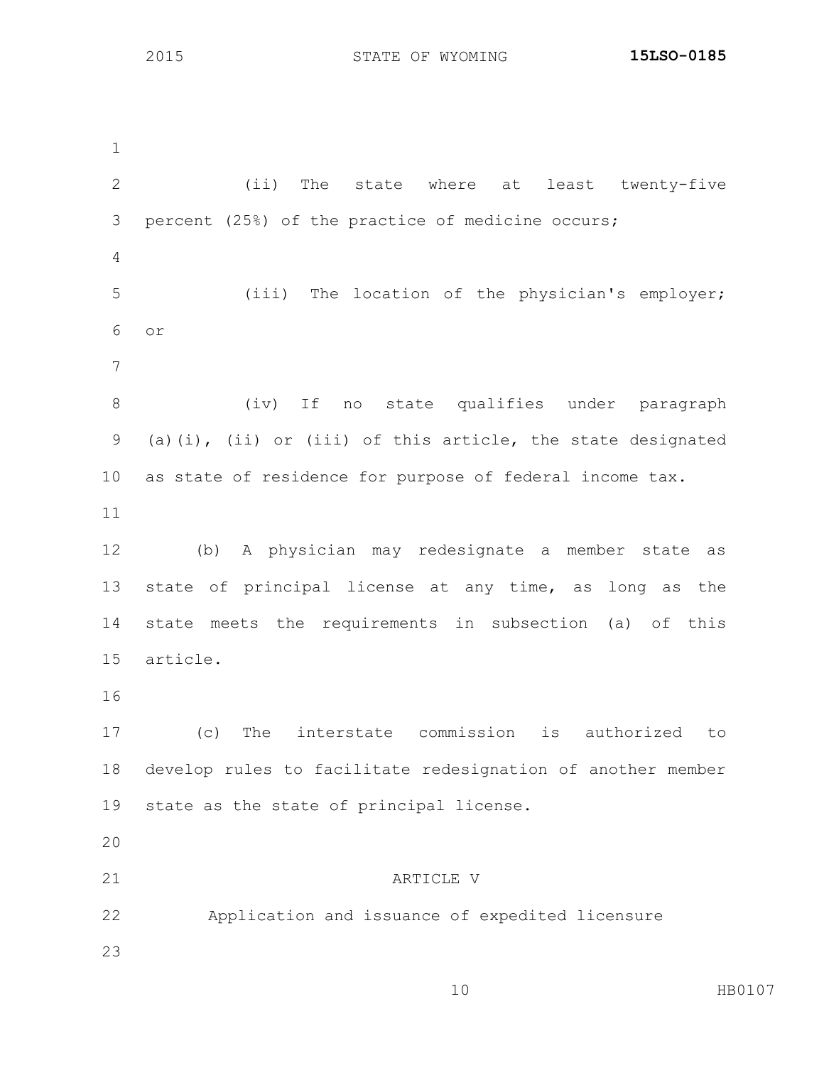(ii) The state where at least twenty-five percent (25%) of the practice of medicine occurs;

(iii) The location of the physician's employer; or

(iv) If no state qualifies under paragraph (a)(i), (ii) or (iii) of this article, the state designated as state of residence for purpose of federal income tax.

(b) A physician may redesignate a member state as state of principal license at any time, as long as the state meets the requirements in subsection (a) of this article.

(c) The interstate commission is authorized to develop rules to facilitate redesignation of another member state as the state of principal license.

## ARTICLE V

### Application and issuance of expedited licensure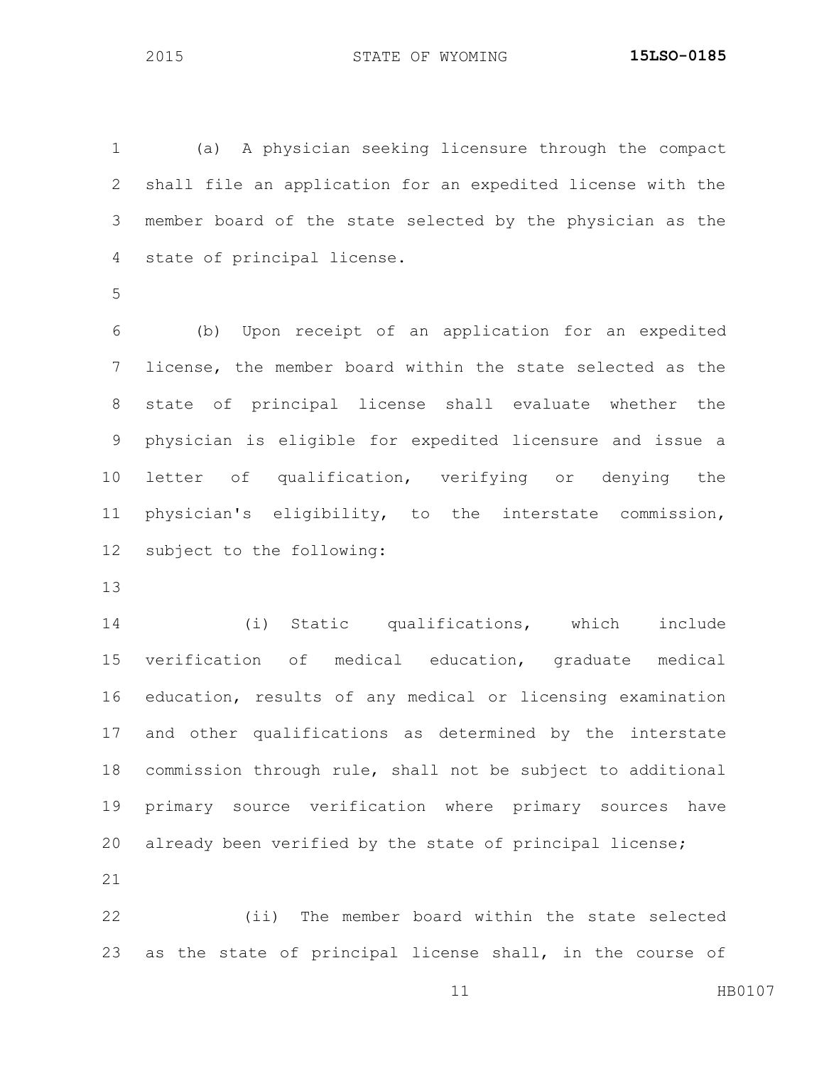(a) A physician seeking licensure through the compact shall file an application for an expedited license with the member board of the state selected by the physician as the state of principal license.

(b) Upon receipt of an application for an expedited license, the member board within the state selected as the state of principal license shall evaluate whether the physician is eligible for expedited licensure and issue a letter of qualification, verifying or denying the physician's eligibility, to the interstate commission, subject to the following:

(i) Static qualifications, which include verification of medical education, graduate medical education, results of any medical or licensing examination and other qualifications as determined by the interstate commission through rule, shall not be subject to additional primary source verification where primary sources have already been verified by the state of principal license;

(ii) The member board within the state selected as the state of principal license shall, in the course of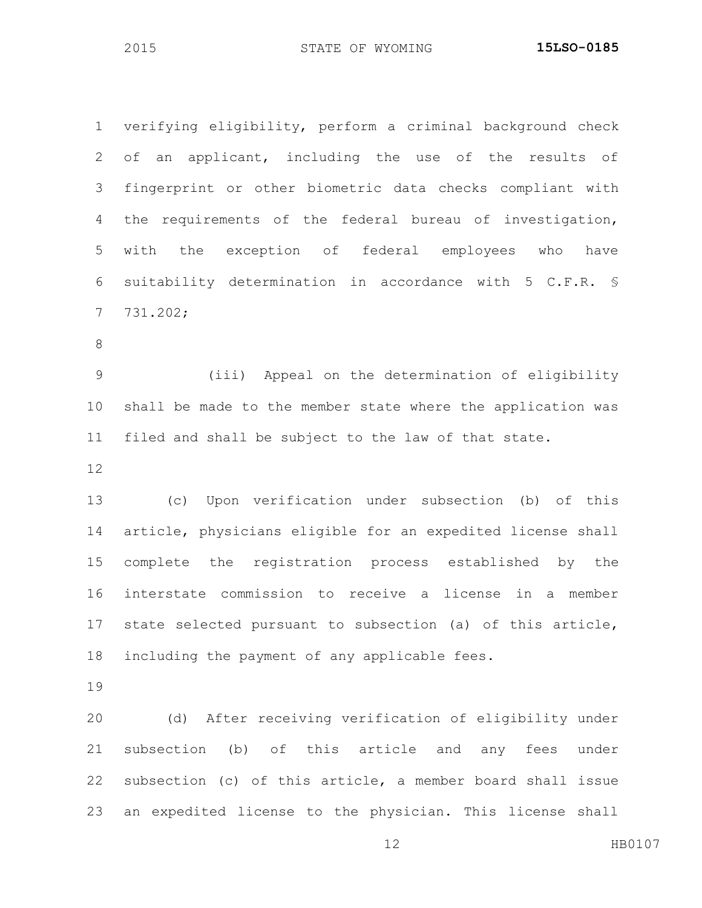verifying eligibility, perform a criminal background check of an applicant, including the use of the results of fingerprint or other biometric data checks compliant with the requirements of the federal bureau of investigation, with the exception of federal employees who have suitability determination in accordance with 5 C.F.R. § 731.202;

(iii) Appeal on the determination of eligibility shall be made to the member state where the application was filed and shall be subject to the law of that state.

(c) Upon verification under subsection (b) of this article, physicians eligible for an expedited license shall complete the registration process established by the interstate commission to receive a license in a member state selected pursuant to subsection (a) of this article, including the payment of any applicable fees.

(d) After receiving verification of eligibility under subsection (b) of this article and any fees under subsection (c) of this article, a member board shall issue an expedited license to the physician. This license shall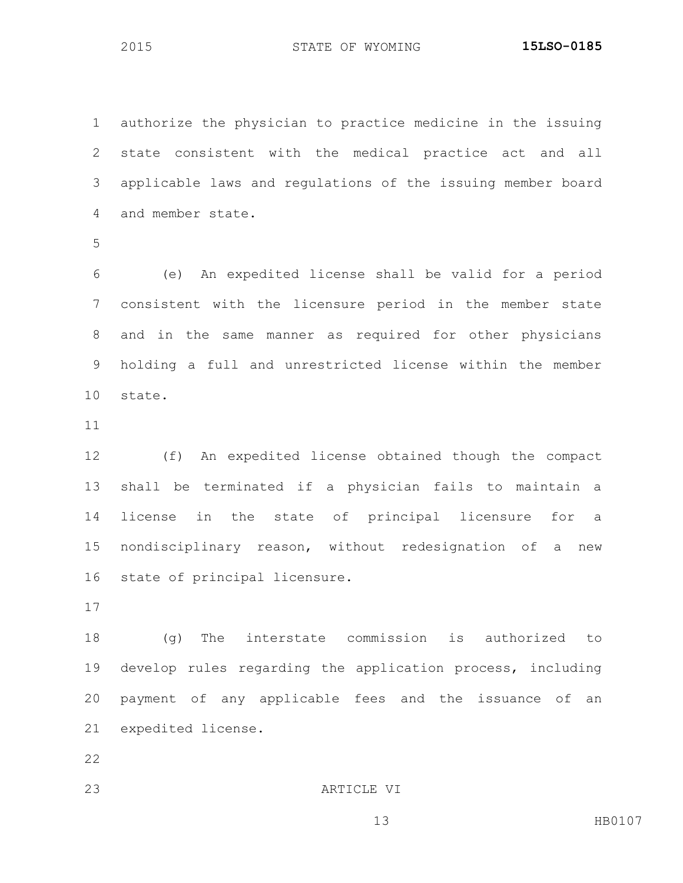authorize the physician to practice medicine in the issuing state consistent with the medical practice act and all applicable laws and regulations of the issuing member board and member state.

(e) An expedited license shall be valid for a period consistent with the licensure period in the member state and in the same manner as required for other physicians holding a full and unrestricted license within the member state.

(f) An expedited license obtained though the compact shall be terminated if a physician fails to maintain a license in the state of principal licensure for a nondisciplinary reason, without redesignation of a new state of principal licensure.

(g) The interstate commission is authorized to develop rules regarding the application process, including payment of any applicable fees and the issuance of an expedited license.

ARTICLE VI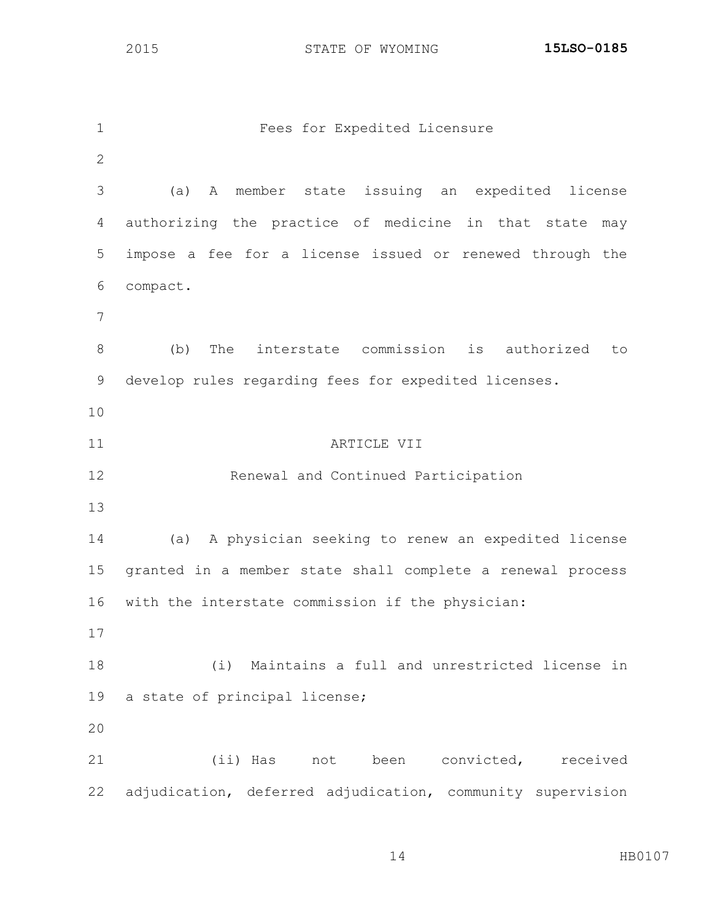Fees for Expedited Licensure

(a) A member state issuing an expedited license authorizing the practice of medicine in that state may impose a fee for a license issued or renewed through the compact.

(b) The interstate commission is authorized to develop rules regarding fees for expedited licenses.

ARTICLE VII

Renewal and Continued Participation

(a) A physician seeking to renew an expedited license granted in a member state shall complete a renewal process with the interstate commission if the physician:

(i) Maintains a full and unrestricted license in a state of principal license;

(ii) Has not been convicted, received adjudication, deferred adjudication, community supervision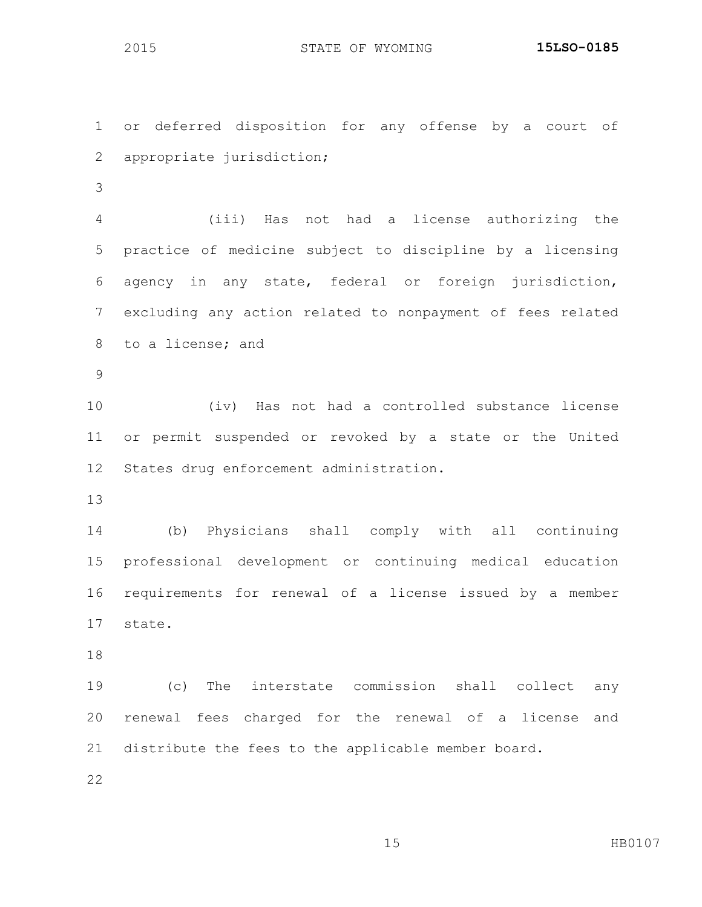or deferred disposition for any offense by a court of appropriate jurisdiction;

(iii) Has not had a license authorizing the practice of medicine subject to discipline by a licensing agency in any state, federal or foreign jurisdiction, excluding any action related to nonpayment of fees related to a license; and

(iv) Has not had a controlled substance license or permit suspended or revoked by a state or the United States drug enforcement administration.

(b) Physicians shall comply with all continuing professional development or continuing medical education requirements for renewal of a license issued by a member state.

(c) The interstate commission shall collect any renewal fees charged for the renewal of a license and distribute the fees to the applicable member board.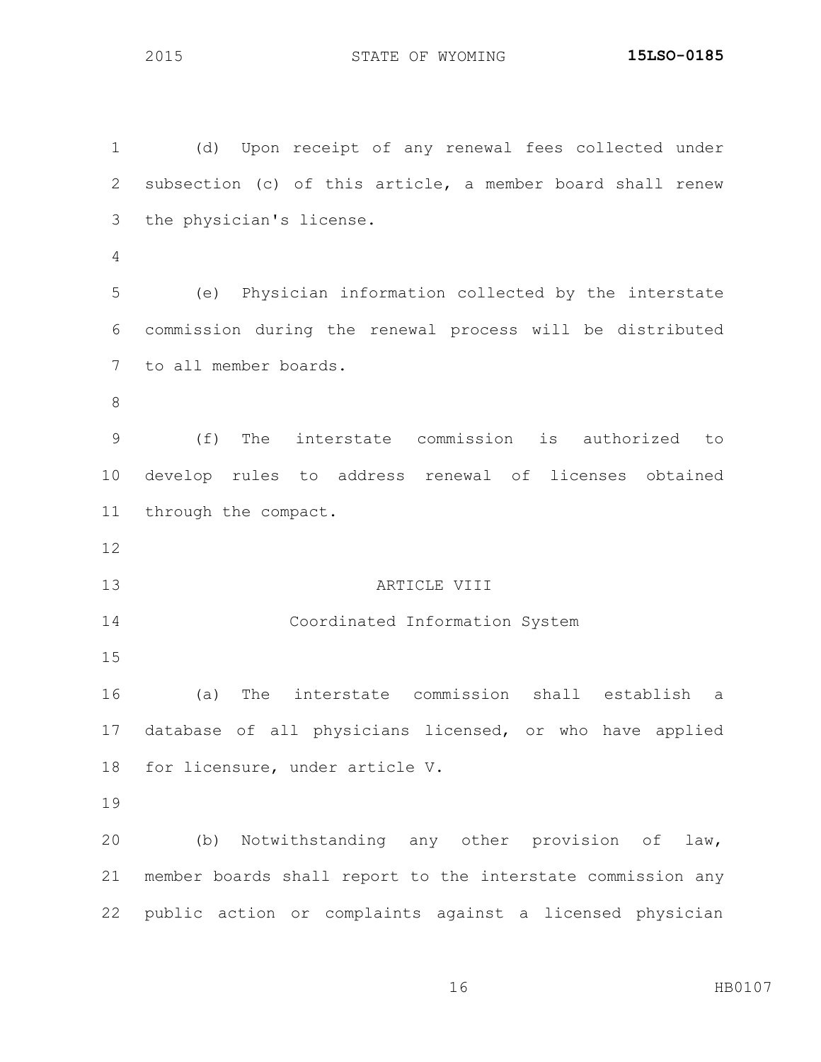(d) Upon receipt of any renewal fees collected under subsection (c) of this article, a member board shall renew the physician's license.

(e) Physician information collected by the interstate commission during the renewal process will be distributed to all member boards.

(f) The interstate commission is authorized to develop rules to address renewal of licenses obtained through the compact.

## ARTICLE VIII

### Coordinated Information System

(a) The interstate commission shall establish a database of all physicians licensed, or who have applied for licensure, under article V.

(b) Notwithstanding any other provision of law, member boards shall report to the interstate commission any public action or complaints against a licensed physician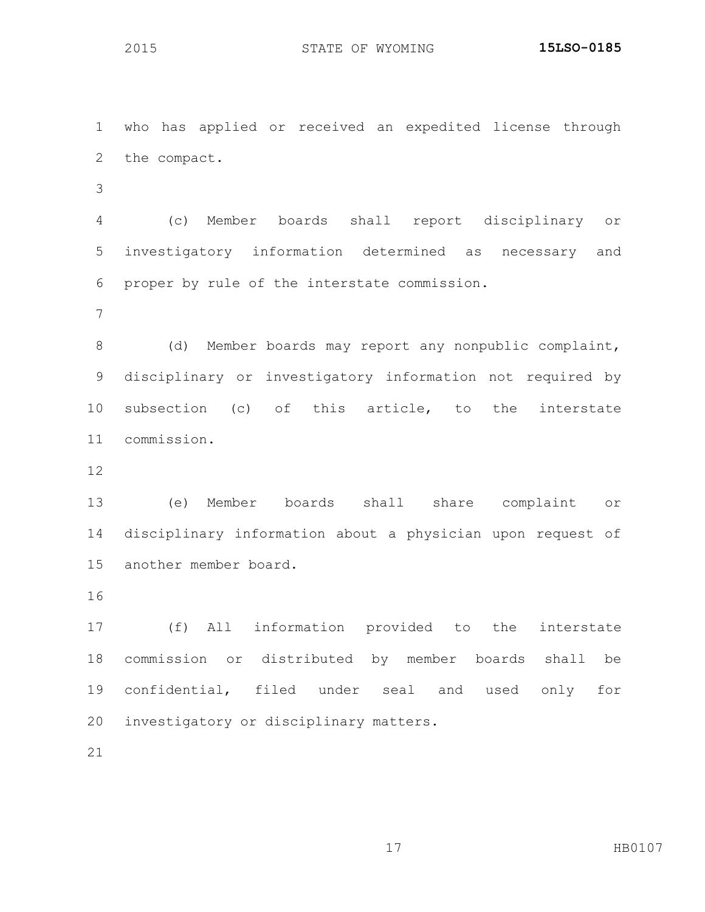who has applied or received an expedited license through the compact.

(c) Member boards shall report disciplinary or investigatory information determined as necessary and proper by rule of the interstate commission.

(d) Member boards may report any nonpublic complaint, disciplinary or investigatory information not required by subsection (c) of this article, to the interstate commission.

(e) Member boards shall share complaint or disciplinary information about a physician upon request of another member board.

(f) All information provided to the interstate commission or distributed by member boards shall be confidential, filed under seal and used only for investigatory or disciplinary matters.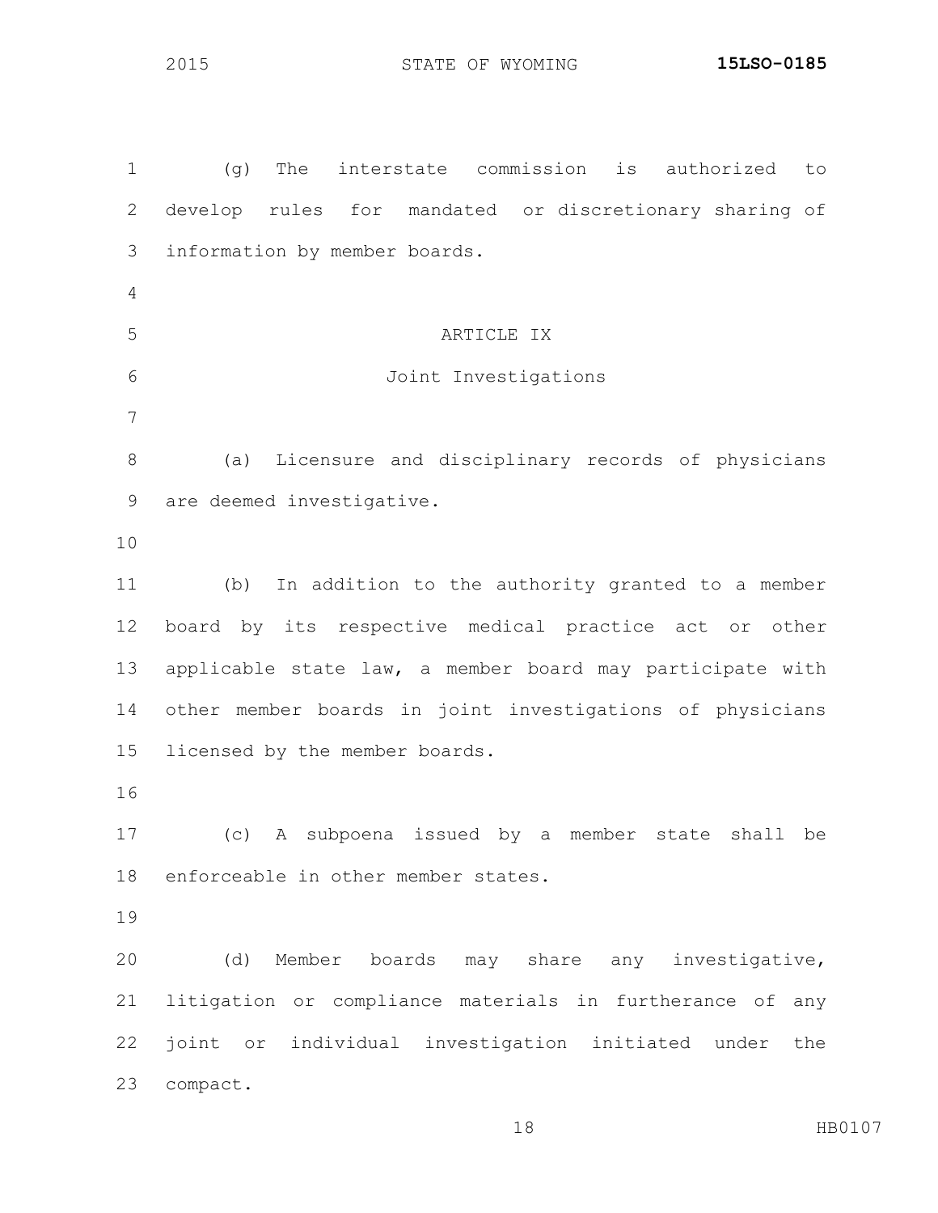(g) The interstate commission is authorized to develop rules for mandated or discretionary sharing of information by member boards.

## ARTICLE IX

## Joint Investigations

(a) Licensure and disciplinary records of physicians are deemed investigative.

(b) In addition to the authority granted to a member board by its respective medical practice act or other applicable state law, a member board may participate with other member boards in joint investigations of physicians licensed by the member boards.

(c) A subpoena issued by a member state shall be enforceable in other member states.

(d) Member boards may share any investigative, litigation or compliance materials in furtherance of any joint or individual investigation initiated under the compact.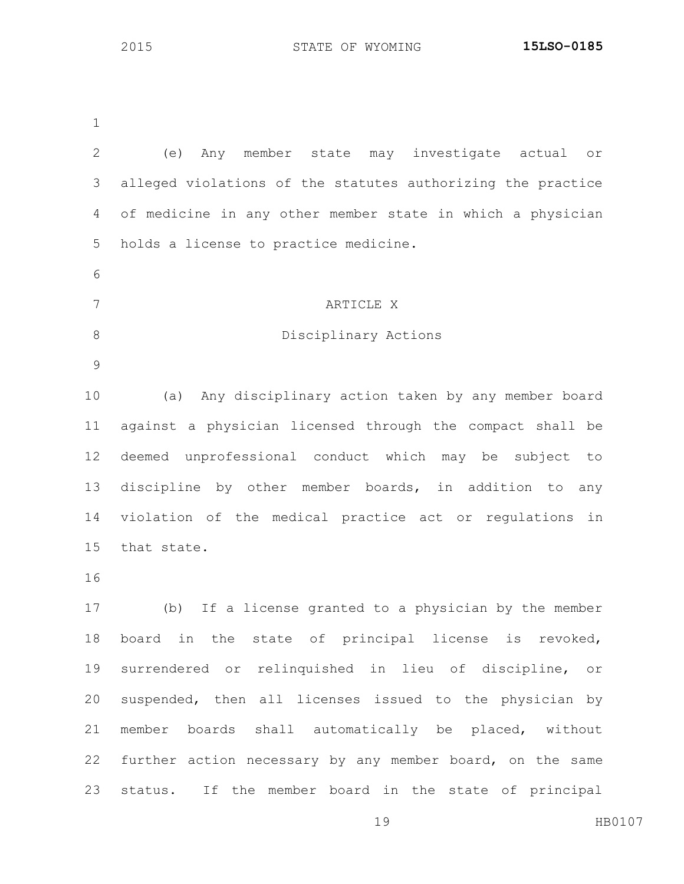(e) Any member state may investigate actual or alleged violations of the statutes authorizing the practice of medicine in any other member state in which a physician holds a license to practice medicine.

ARTICLE X

Disciplinary Actions

(a) Any disciplinary action taken by any member board against a physician licensed through the compact shall be deemed unprofessional conduct which may be subject to discipline by other member boards, in addition to any violation of the medical practice act or regulations in that state.

(b) If a license granted to a physician by the member board in the state of principal license is revoked, surrendered or relinquished in lieu of discipline, or suspended, then all licenses issued to the physician by member boards shall automatically be placed, without further action necessary by any member board, on the same status. If the member board in the state of principal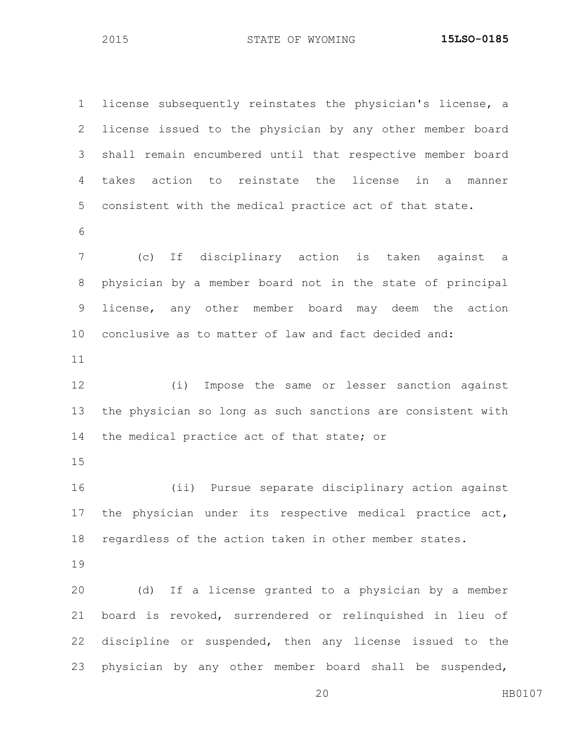license subsequently reinstates the physician's license, a license issued to the physician by any other member board shall remain encumbered until that respective member board takes action to reinstate the license in a manner consistent with the medical practice act of that state.

(c) If disciplinary action is taken against a physician by a member board not in the state of principal license, any other member board may deem the action conclusive as to matter of law and fact decided and:

(i) Impose the same or lesser sanction against the physician so long as such sanctions are consistent with the medical practice act of that state; or

(ii) Pursue separate disciplinary action against the physician under its respective medical practice act, regardless of the action taken in other member states.

(d) If a license granted to a physician by a member board is revoked, surrendered or relinquished in lieu of discipline or suspended, then any license issued to the physician by any other member board shall be suspended,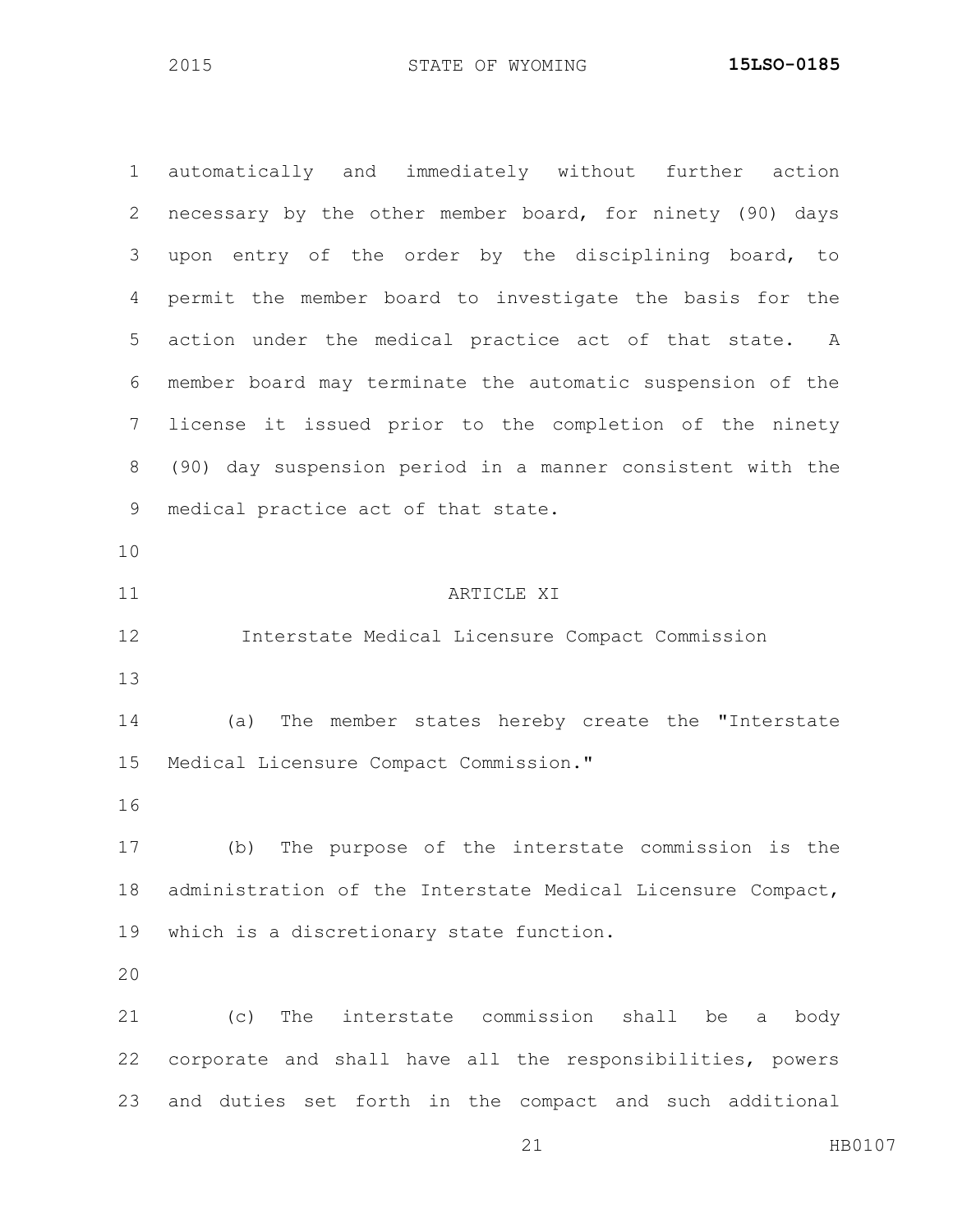automatically and immediately without further action necessary by the other member board, for ninety (90) days upon entry of the order by the disciplining board, to permit the member board to investigate the basis for the action under the medical practice act of that state. A member board may terminate the automatic suspension of the license it issued prior to the completion of the ninety (90) day suspension period in a manner consistent with the medical practice act of that state.

## ARTICLE XI

### Interstate Medical Licensure Compact Commission

(a) The member states hereby create the "Interstate Medical Licensure Compact Commission."

(b) The purpose of the interstate commission is the administration of the Interstate Medical Licensure Compact, which is a discretionary state function.

(c) The interstate commission shall be a body corporate and shall have all the responsibilities, powers and duties set forth in the compact and such additional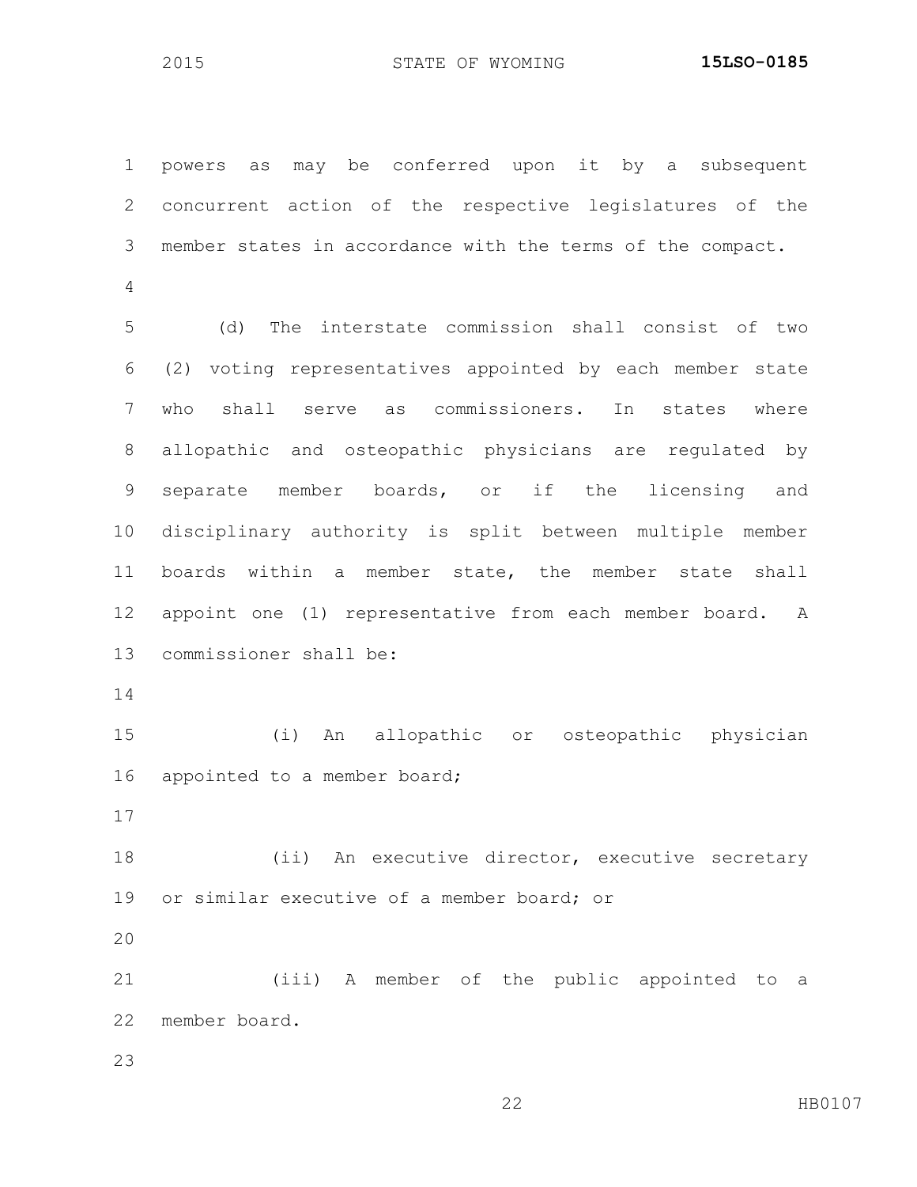powers as may be conferred upon it by a subsequent concurrent action of the respective legislatures of the member states in accordance with the terms of the compact.

(d) The interstate commission shall consist of two (2) voting representatives appointed by each member state who shall serve as commissioners. In states where allopathic and osteopathic physicians are regulated by separate member boards, or if the licensing and disciplinary authority is split between multiple member boards within a member state, the member state shall appoint one (1) representative from each member board. A commissioner shall be:

(i) An allopathic or osteopathic physician appointed to a member board;

(ii) An executive director, executive secretary or similar executive of a member board; or

(iii) A member of the public appointed to a member board.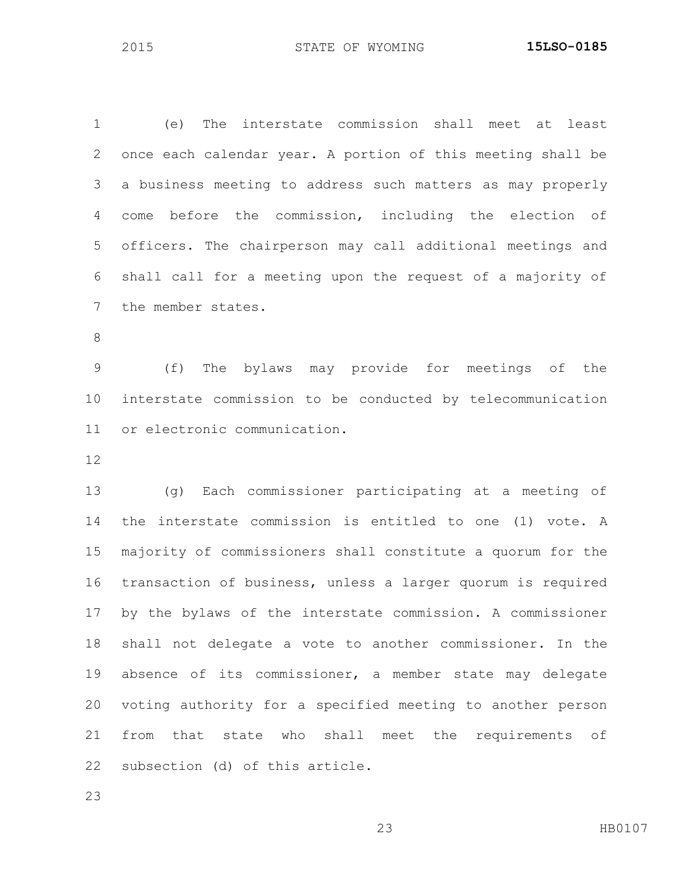(e) The interstate commission shall meet at least once each calendar year. A portion of this meeting shall be a business meeting to address such matters as may properly come before the commission, including the election of officers. The chairperson may call additional meetings and shall call for a meeting upon the request of a majority of the member states.

(f) The bylaws may provide for meetings of the interstate commission to be conducted by telecommunication or electronic communication.

(g) Each commissioner participating at a meeting of the interstate commission is entitled to one (1) vote. A majority of commissioners shall constitute a quorum for the transaction of business, unless a larger quorum is required by the bylaws of the interstate commission. A commissioner shall not delegate a vote to another commissioner. In the absence of its commissioner, a member state may delegate voting authority for a specified meeting to another person from that state who shall meet the requirements of subsection (d) of this article.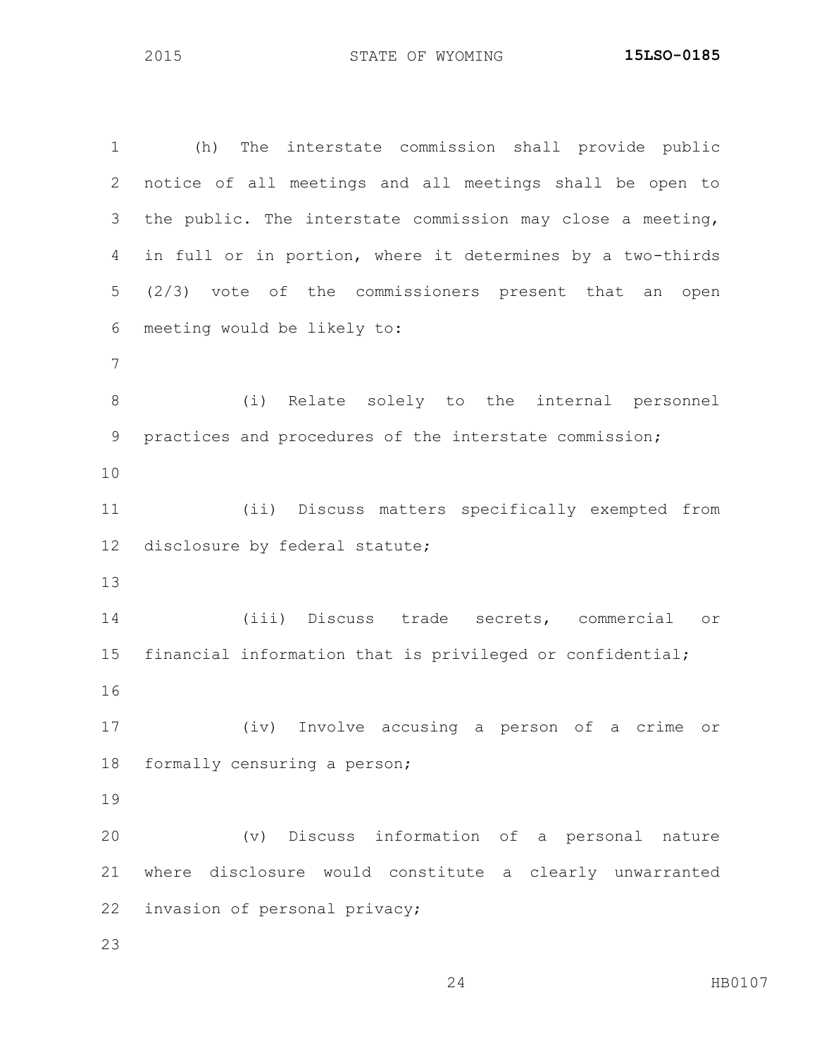(h) The interstate commission shall provide public notice of all meetings and all meetings shall be open to the public. The interstate commission may close a meeting, in full or in portion, where it determines by a two-thirds (2/3) vote of the commissioners present that an open meeting would be likely to:

(i) Relate solely to the internal personnel practices and procedures of the interstate commission;

(ii) Discuss matters specifically exempted from disclosure by federal statute;

(iii) Discuss trade secrets, commercial or financial information that is privileged or confidential;

(iv) Involve accusing a person of a crime or formally censuring a person;

(v) Discuss information of a personal nature where disclosure would constitute a clearly unwarranted invasion of personal privacy;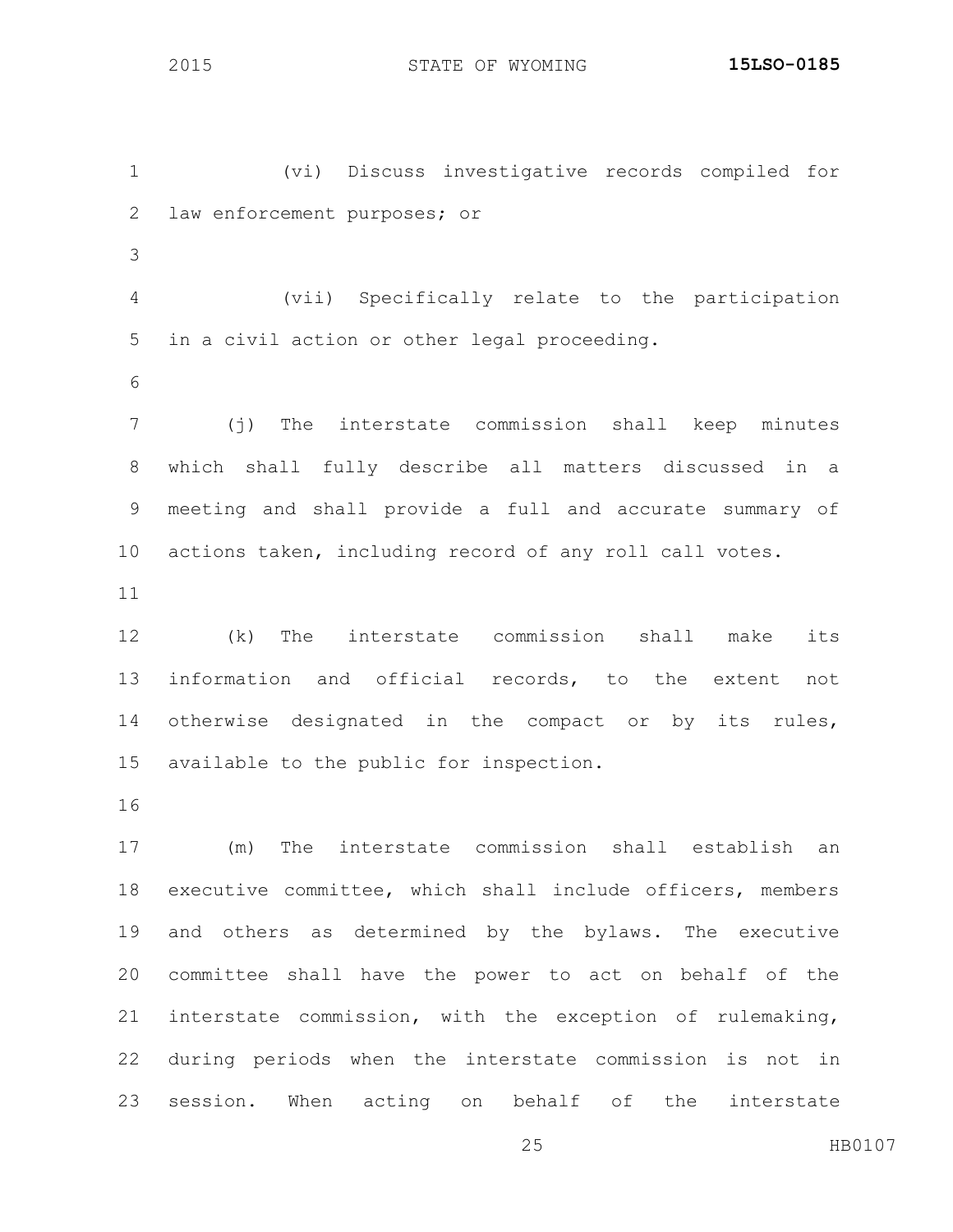(vi) Discuss investigative records compiled for law enforcement purposes; or

(vii) Specifically relate to the participation in a civil action or other legal proceeding.

(j) The interstate commission shall keep minutes which shall fully describe all matters discussed in a meeting and shall provide a full and accurate summary of actions taken, including record of any roll call votes.

(k) The interstate commission shall make its information and official records, to the extent not otherwise designated in the compact or by its rules, available to the public for inspection.

(m) The interstate commission shall establish an executive committee, which shall include officers, members and others as determined by the bylaws. The executive committee shall have the power to act on behalf of the interstate commission, with the exception of rulemaking, during periods when the interstate commission is not in session. When acting on behalf of the interstate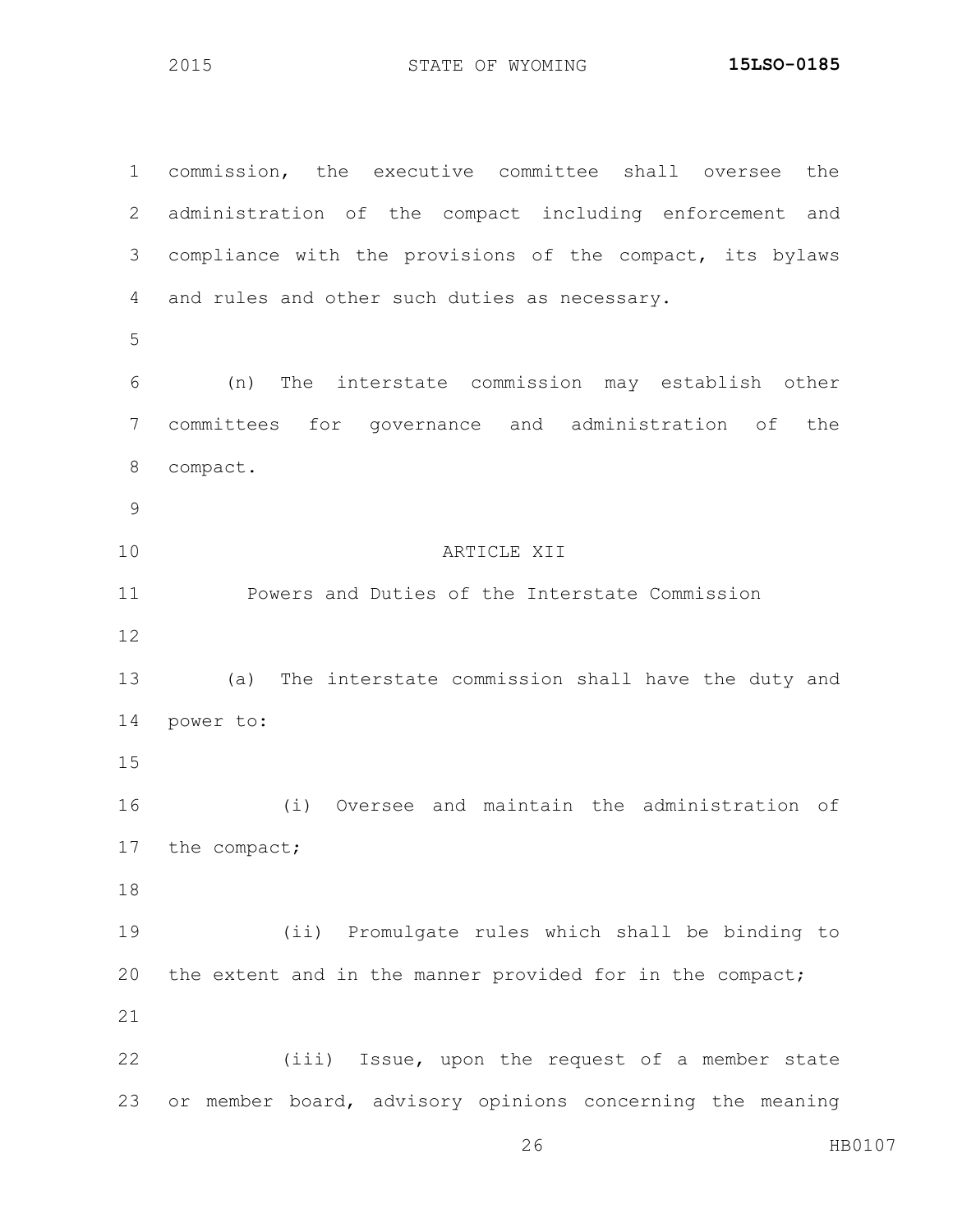commission, the executive committee shall oversee the administration of the compact including enforcement and compliance with the provisions of the compact, its bylaws and rules and other such duties as necessary.

(n) The interstate commission may establish other committees for governance and administration of the compact.

ARTICLE XII

Powers and Duties of the Interstate Commission

(a) The interstate commission shall have the duty and power to:

(i) Oversee and maintain the administration of the compact;

(ii) Promulgate rules which shall be binding to the extent and in the manner provided for in the compact;

(iii) Issue, upon the request of a member state or member board, advisory opinions concerning the meaning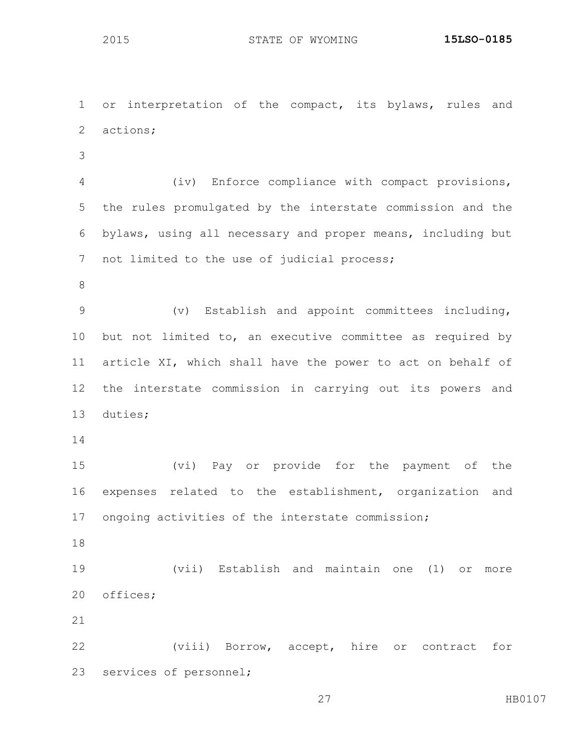or interpretation of the compact, its bylaws, rules and actions;

(iv) Enforce compliance with compact provisions, the rules promulgated by the interstate commission and the bylaws, using all necessary and proper means, including but not limited to the use of judicial process;

(v) Establish and appoint committees including, but not limited to, an executive committee as required by article XI, which shall have the power to act on behalf of the interstate commission in carrying out its powers and duties;

(vi) Pay or provide for the payment of the expenses related to the establishment, organization and ongoing activities of the interstate commission;

(vii) Establish and maintain one (1) or more offices;

(viii) Borrow, accept, hire or contract for services of personnel;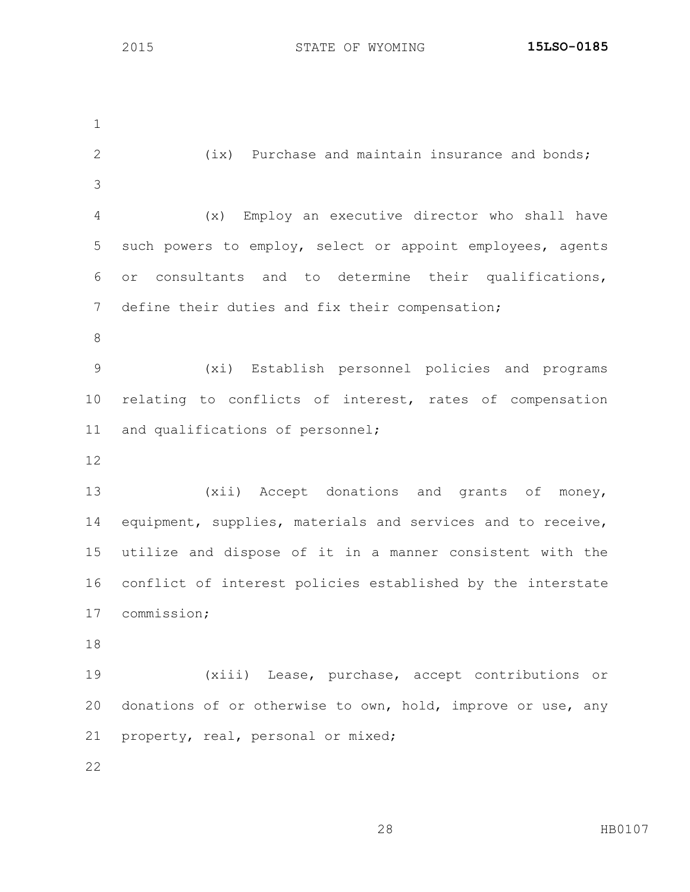(ix) Purchase and maintain insurance and bonds;

(x) Employ an executive director who shall have such powers to employ, select or appoint employees, agents or consultants and to determine their qualifications, define their duties and fix their compensation;

(xi) Establish personnel policies and programs relating to conflicts of interest, rates of compensation and qualifications of personnel;

(xii) Accept donations and grants of money, equipment, supplies, materials and services and to receive, utilize and dispose of it in a manner consistent with the conflict of interest policies established by the interstate commission;

(xiii) Lease, purchase, accept contributions or donations of or otherwise to own, hold, improve or use, any property, real, personal or mixed;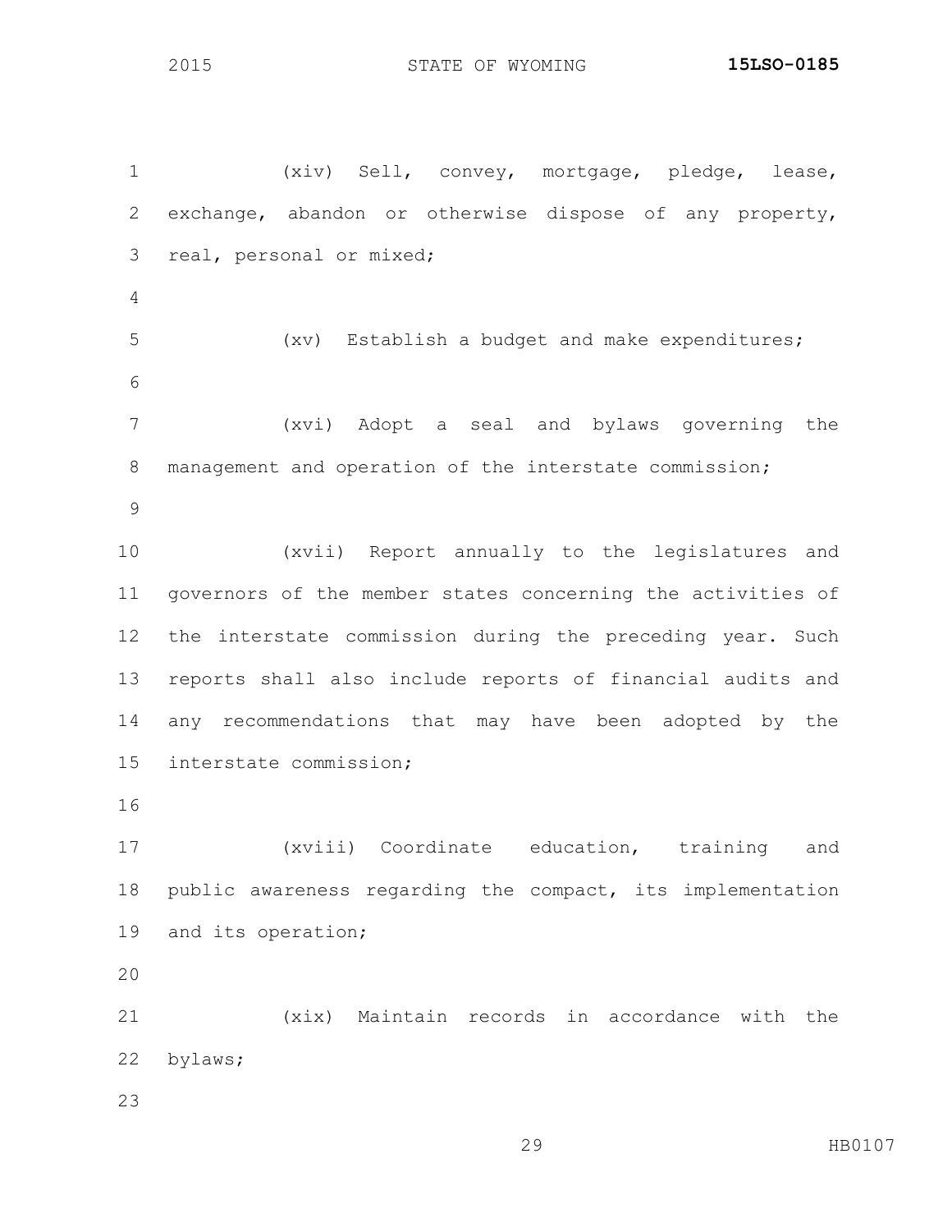(xiv) Sell, convey, mortgage, pledge, lease, exchange, abandon or otherwise dispose of any property, real, personal or mixed;

(xv) Establish a budget and make expenditures;

(xvi) Adopt a seal and bylaws governing the management and operation of the interstate commission;

(xvii) Report annually to the legislatures and governors of the member states concerning the activities of the interstate commission during the preceding year. Such reports shall also include reports of financial audits and any recommendations that may have been adopted by the interstate commission;

(xviii) Coordinate education, training and public awareness regarding the compact, its implementation and its operation;

(xix) Maintain records in accordance with the bylaws;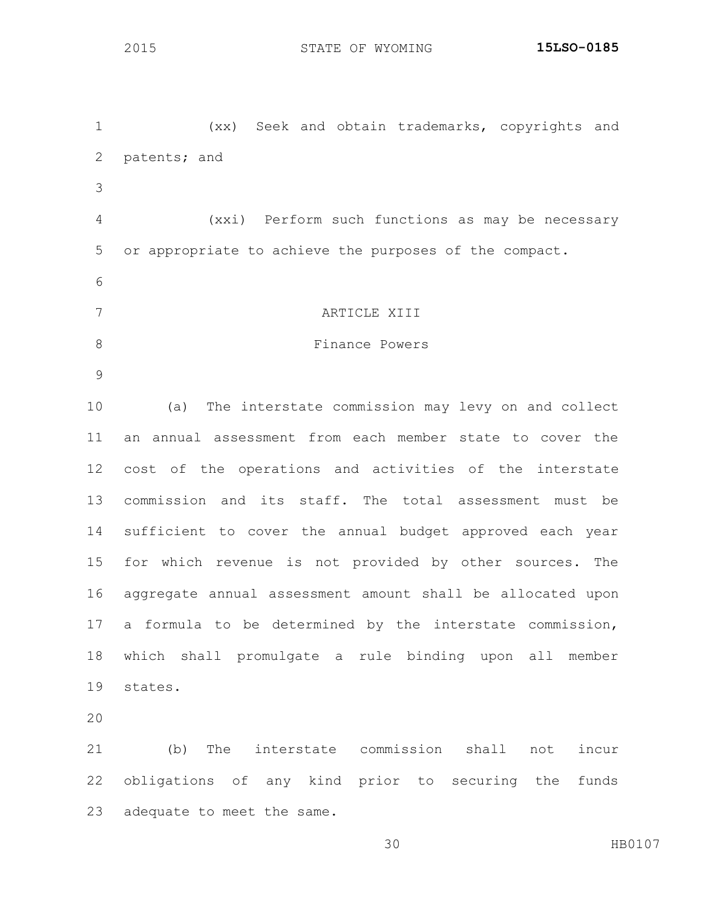(xx) Seek and obtain trademarks, copyrights and patents; and

(xxi) Perform such functions as may be necessary or appropriate to achieve the purposes of the compact.

## ARTICLE XIII

## Finance Powers

(a) The interstate commission may levy on and collect an annual assessment from each member state to cover the cost of the operations and activities of the interstate commission and its staff. The total assessment must be sufficient to cover the annual budget approved each year for which revenue is not provided by other sources. The aggregate annual assessment amount shall be allocated upon a formula to be determined by the interstate commission, which shall promulgate a rule binding upon all member states.

(b) The interstate commission shall not incur obligations of any kind prior to securing the funds adequate to meet the same.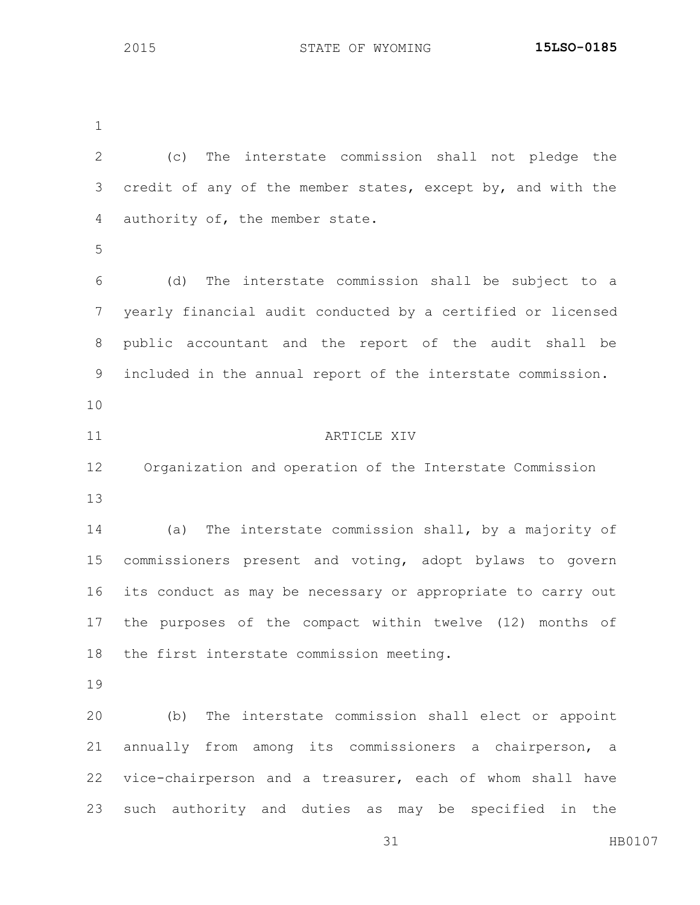(c) The interstate commission shall not pledge the credit of any of the member states, except by, and with the authority of, the member state.

(d) The interstate commission shall be subject to a yearly financial audit conducted by a certified or licensed public accountant and the report of the audit shall be included in the annual report of the interstate commission.

ARTICLE XIV

Organization and operation of the Interstate Commission

(a) The interstate commission shall, by a majority of commissioners present and voting, adopt bylaws to govern its conduct as may be necessary or appropriate to carry out the purposes of the compact within twelve (12) months of the first interstate commission meeting.

(b) The interstate commission shall elect or appoint annually from among its commissioners a chairperson, a vice-chairperson and a treasurer, each of whom shall have such authority and duties as may be specified in the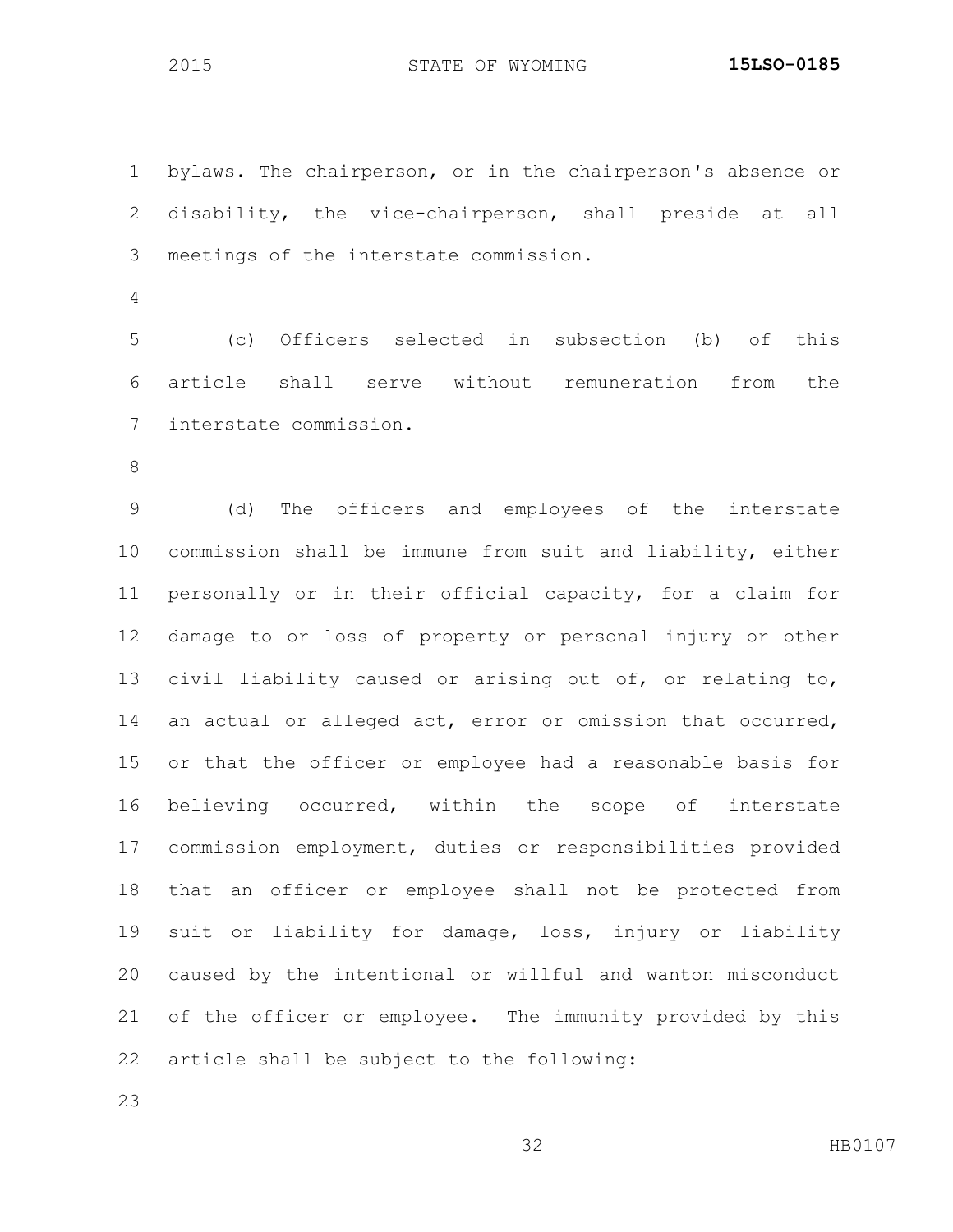bylaws. The chairperson, or in the chairperson's absence or disability, the vice-chairperson, shall preside at all meetings of the interstate commission.

(c) Officers selected in subsection (b) of this article shall serve without remuneration from the interstate commission.

(d) The officers and employees of the interstate commission shall be immune from suit and liability, either personally or in their official capacity, for a claim for damage to or loss of property or personal injury or other civil liability caused or arising out of, or relating to, an actual or alleged act, error or omission that occurred, or that the officer or employee had a reasonable basis for believing occurred, within the scope of interstate commission employment, duties or responsibilities provided that an officer or employee shall not be protected from suit or liability for damage, loss, injury or liability caused by the intentional or willful and wanton misconduct of the officer or employee. The immunity provided by this article shall be subject to the following: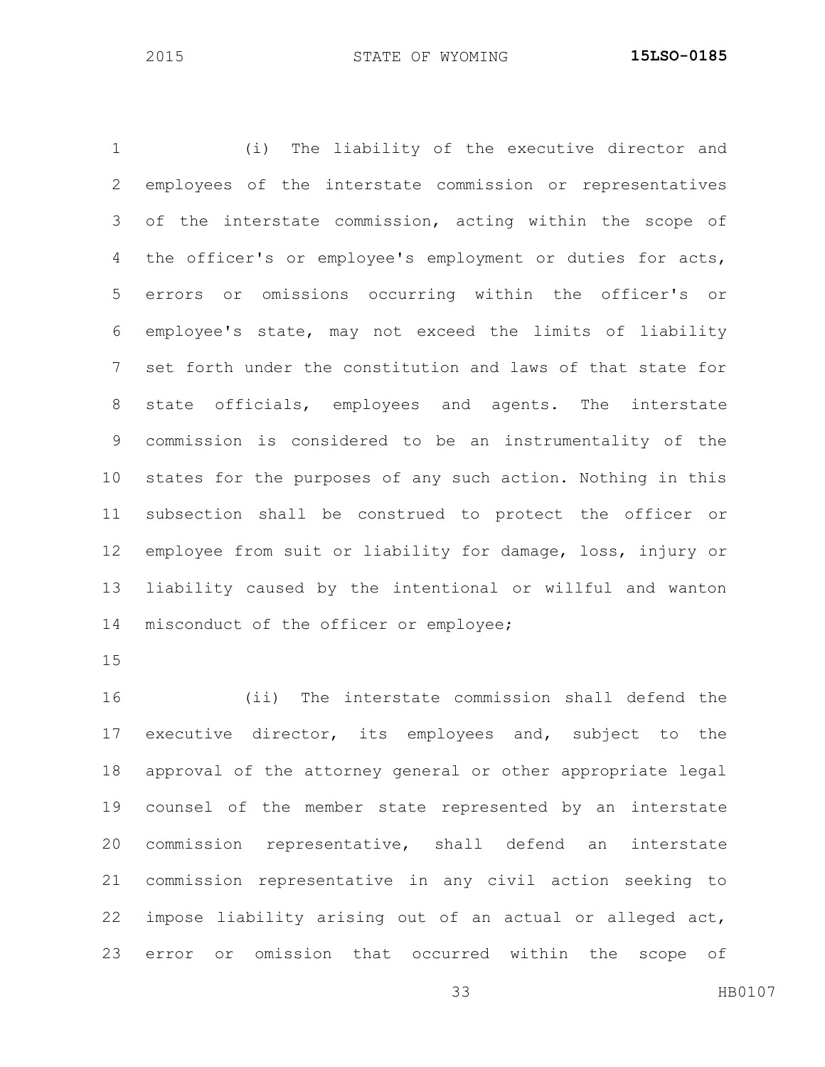(i) The liability of the executive director and employees of the interstate commission or representatives of the interstate commission, acting within the scope of the officer's or employee's employment or duties for acts, errors or omissions occurring within the officer's or employee's state, may not exceed the limits of liability set forth under the constitution and laws of that state for state officials, employees and agents. The interstate commission is considered to be an instrumentality of the states for the purposes of any such action. Nothing in this subsection shall be construed to protect the officer or employee from suit or liability for damage, loss, injury or liability caused by the intentional or willful and wanton misconduct of the officer or employee;

(ii) The interstate commission shall defend the executive director, its employees and, subject to the approval of the attorney general or other appropriate legal counsel of the member state represented by an interstate commission representative, shall defend an interstate commission representative in any civil action seeking to impose liability arising out of an actual or alleged act, error or omission that occurred within the scope of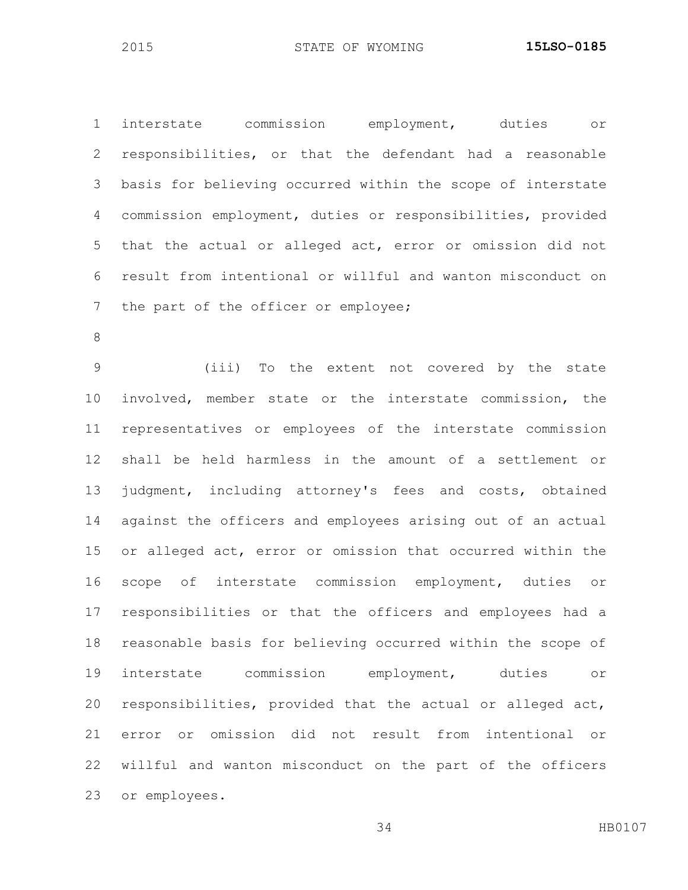interstate commission employment, duties or responsibilities, or that the defendant had a reasonable basis for believing occurred within the scope of interstate commission employment, duties or responsibilities, provided that the actual or alleged act, error or omission did not result from intentional or willful and wanton misconduct on the part of the officer or employee;

(iii) To the extent not covered by the state involved, member state or the interstate commission, the representatives or employees of the interstate commission shall be held harmless in the amount of a settlement or judgment, including attorney's fees and costs, obtained against the officers and employees arising out of an actual or alleged act, error or omission that occurred within the scope of interstate commission employment, duties or responsibilities or that the officers and employees had a reasonable basis for believing occurred within the scope of interstate commission employment, duties or responsibilities, provided that the actual or alleged act, error or omission did not result from intentional or willful and wanton misconduct on the part of the officers or employees.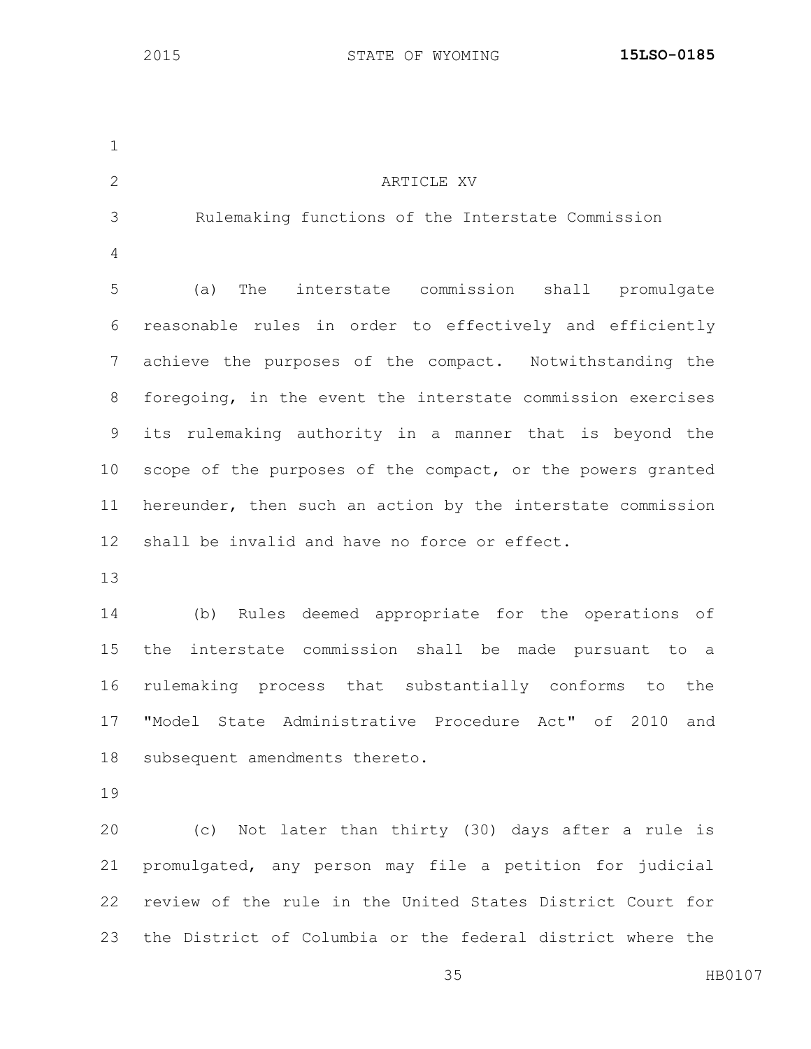## ARTICLE XV

### Rulemaking functions of the Interstate Commission

(a) The interstate commission shall promulgate reasonable rules in order to effectively and efficiently achieve the purposes of the compact. Notwithstanding the foregoing, in the event the interstate commission exercises its rulemaking authority in a manner that is beyond the scope of the purposes of the compact, or the powers granted hereunder, then such an action by the interstate commission shall be invalid and have no force or effect.

(b) Rules deemed appropriate for the operations of the interstate commission shall be made pursuant to a rulemaking process that substantially conforms to the "Model State Administrative Procedure Act" of 2010 and subsequent amendments thereto.

(c) Not later than thirty (30) days after a rule is promulgated, any person may file a petition for judicial review of the rule in the United States District Court for the District of Columbia or the federal district where the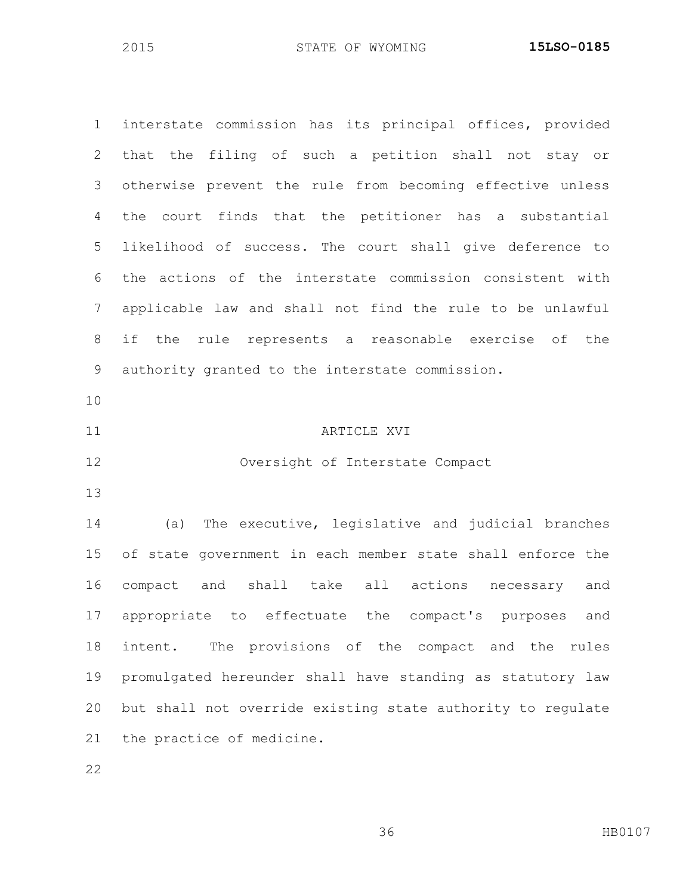interstate commission has its principal offices, provided that the filing of such a petition shall not stay or otherwise prevent the rule from becoming effective unless the court finds that the petitioner has a substantial likelihood of success. The court shall give deference to the actions of the interstate commission consistent with applicable law and shall not find the rule to be unlawful if the rule represents a reasonable exercise of the authority granted to the interstate commission.

ARTICLE XVI

Oversight of Interstate Compact

(a) The executive, legislative and judicial branches of state government in each member state shall enforce the compact and shall take all actions necessary and appropriate to effectuate the compact's purposes and intent. The provisions of the compact and the rules promulgated hereunder shall have standing as statutory law but shall not override existing state authority to regulate the practice of medicine.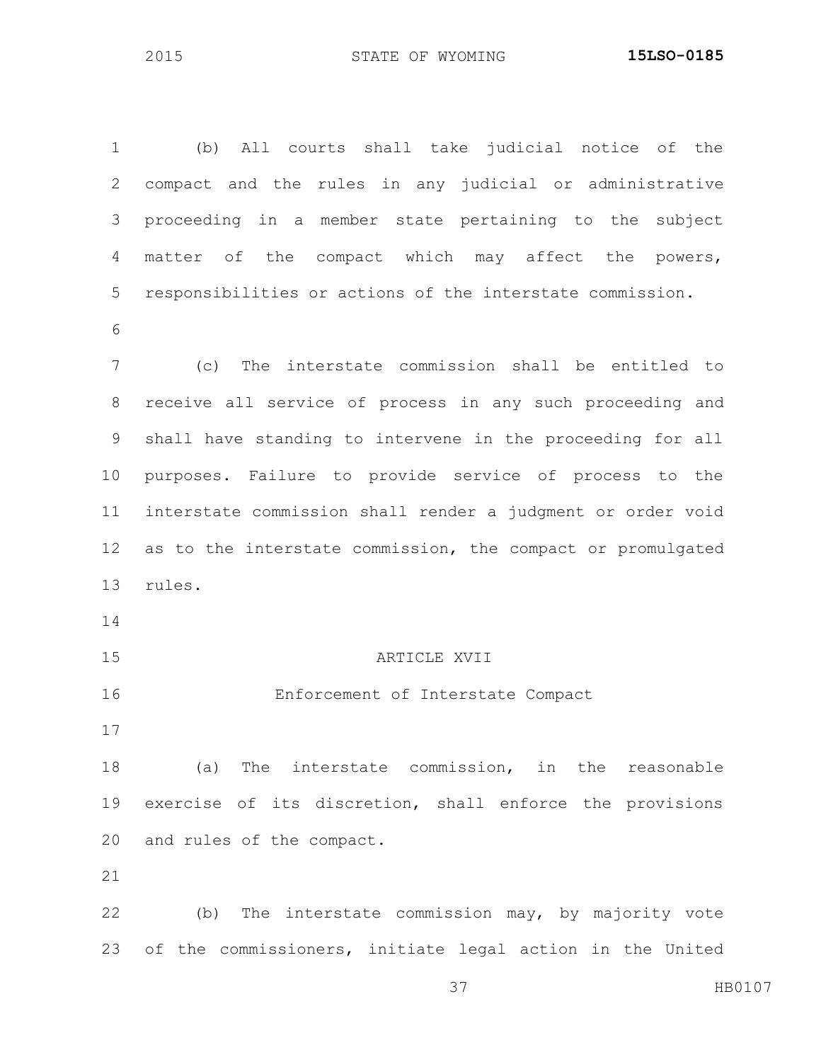(b) All courts shall take judicial notice of the compact and the rules in any judicial or administrative proceeding in a member state pertaining to the subject matter of the compact which may affect the powers, responsibilities or actions of the interstate commission.

(c) The interstate commission shall be entitled to receive all service of process in any such proceeding and shall have standing to intervene in the proceeding for all purposes. Failure to provide service of process to the interstate commission shall render a judgment or order void as to the interstate commission, the compact or promulgated rules.

ARTICLE XVII

Enforcement of Interstate Compact

(a) The interstate commission, in the reasonable exercise of its discretion, shall enforce the provisions and rules of the compact.

(b) The interstate commission may, by majority vote of the commissioners, initiate legal action in the United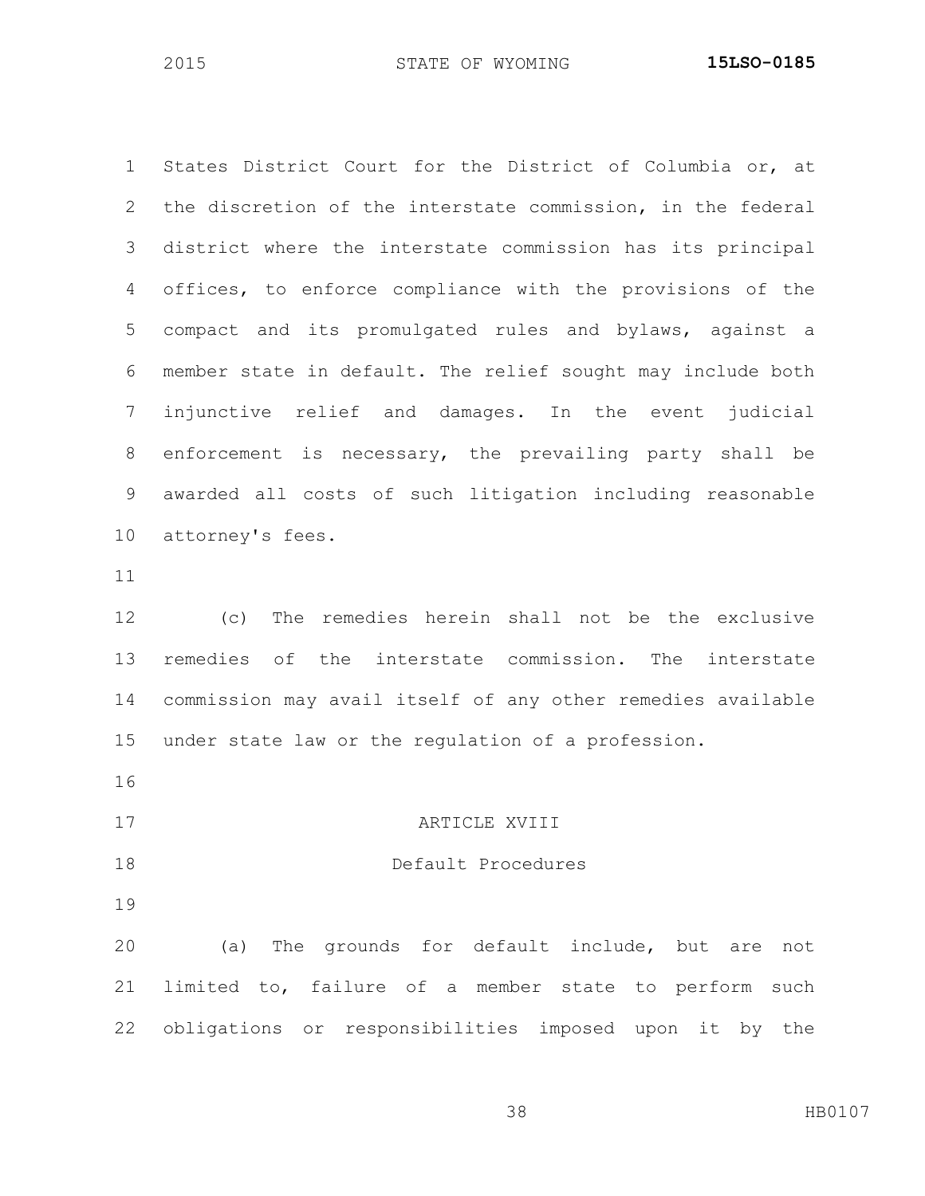States District Court for the District of Columbia or, at the discretion of the interstate commission, in the federal district where the interstate commission has its principal offices, to enforce compliance with the provisions of the compact and its promulgated rules and bylaws, against a member state in default. The relief sought may include both injunctive relief and damages. In the event judicial enforcement is necessary, the prevailing party shall be awarded all costs of such litigation including reasonable attorney's fees.

(c) The remedies herein shall not be the exclusive remedies of the interstate commission. The interstate commission may avail itself of any other remedies available under state law or the regulation of a profession.

ARTICLE XVIII

Default Procedures

(a) The grounds for default include, but are not limited to, failure of a member state to perform such obligations or responsibilities imposed upon it by the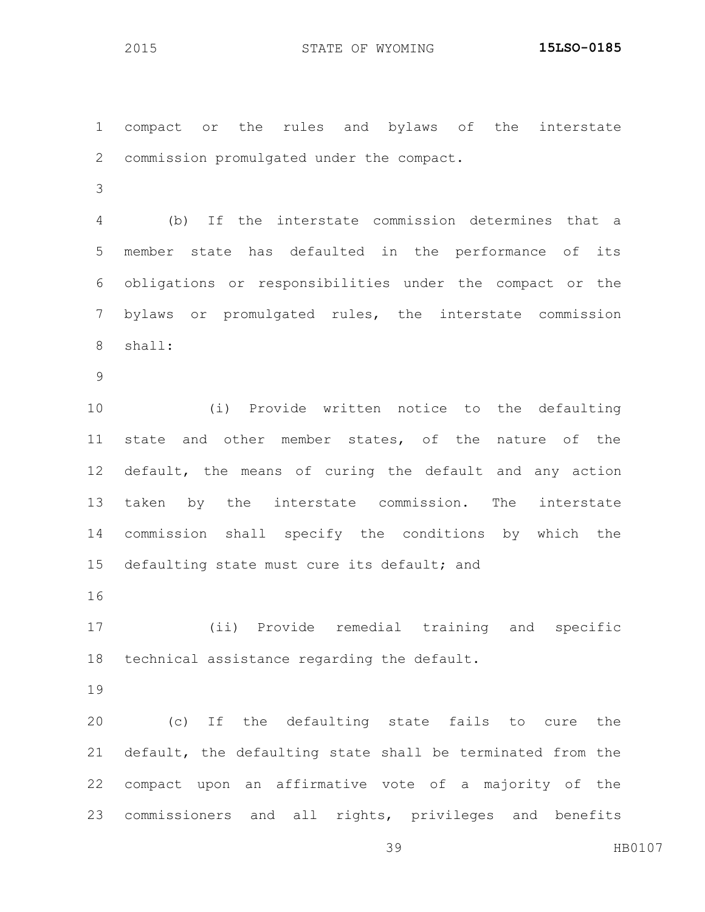compact or the rules and bylaws of the interstate commission promulgated under the compact.

(b) If the interstate commission determines that a member state has defaulted in the performance of its obligations or responsibilities under the compact or the bylaws or promulgated rules, the interstate commission shall:

(i) Provide written notice to the defaulting state and other member states, of the nature of the default, the means of curing the default and any action taken by the interstate commission. The interstate commission shall specify the conditions by which the defaulting state must cure its default; and

(ii) Provide remedial training and specific technical assistance regarding the default.

(c) If the defaulting state fails to cure the default, the defaulting state shall be terminated from the compact upon an affirmative vote of a majority of the commissioners and all rights, privileges and benefits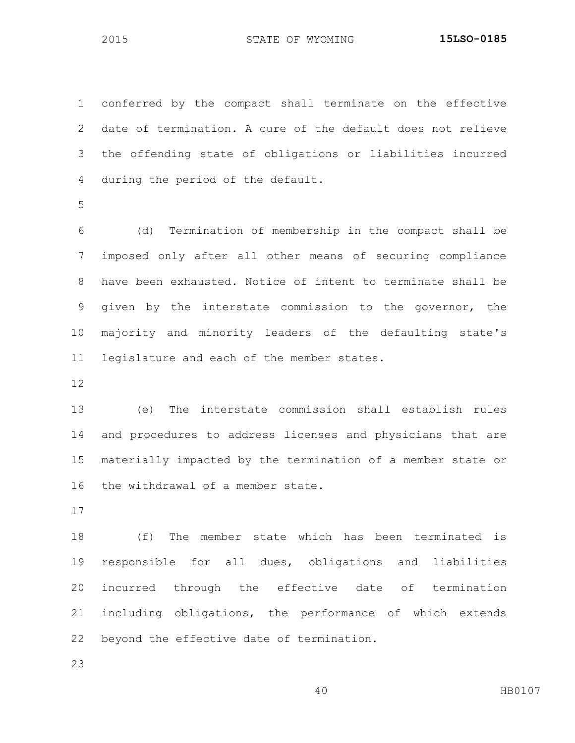conferred by the compact shall terminate on the effective date of termination. A cure of the default does not relieve the offending state of obligations or liabilities incurred during the period of the default.

(d) Termination of membership in the compact shall be imposed only after all other means of securing compliance have been exhausted. Notice of intent to terminate shall be given by the interstate commission to the governor, the majority and minority leaders of the defaulting state's legislature and each of the member states.

(e) The interstate commission shall establish rules and procedures to address licenses and physicians that are materially impacted by the termination of a member state or the withdrawal of a member state.

(f) The member state which has been terminated is responsible for all dues, obligations and liabilities incurred through the effective date of termination including obligations, the performance of which extends beyond the effective date of termination.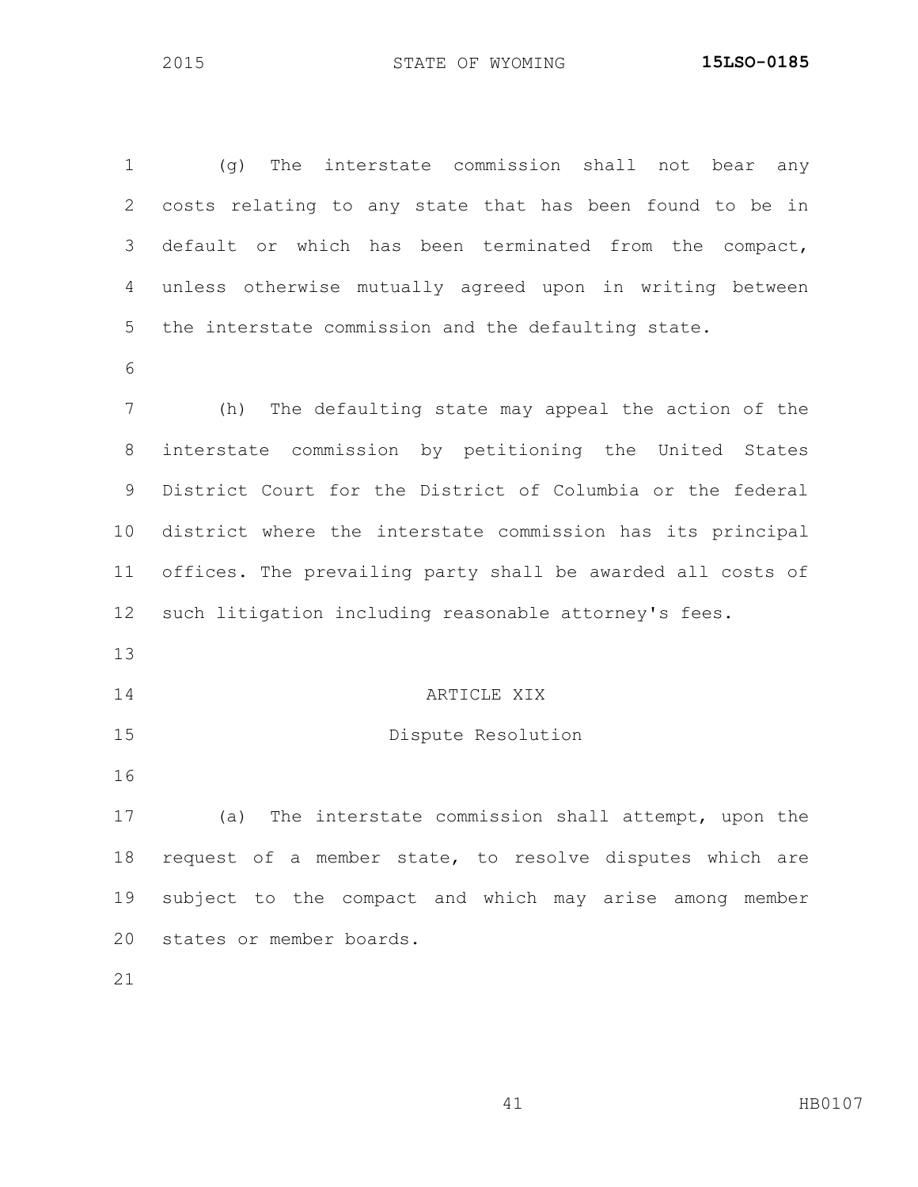(g) The interstate commission shall not bear any costs relating to any state that has been found to be in default or which has been terminated from the compact, unless otherwise mutually agreed upon in writing between the interstate commission and the defaulting state.

(h) The defaulting state may appeal the action of the interstate commission by petitioning the United States District Court for the District of Columbia or the federal district where the interstate commission has its principal offices. The prevailing party shall be awarded all costs of such litigation including reasonable attorney's fees.

## ARTICLE XIX

## Dispute Resolution

(a) The interstate commission shall attempt, upon the request of a member state, to resolve disputes which are subject to the compact and which may arise among member states or member boards.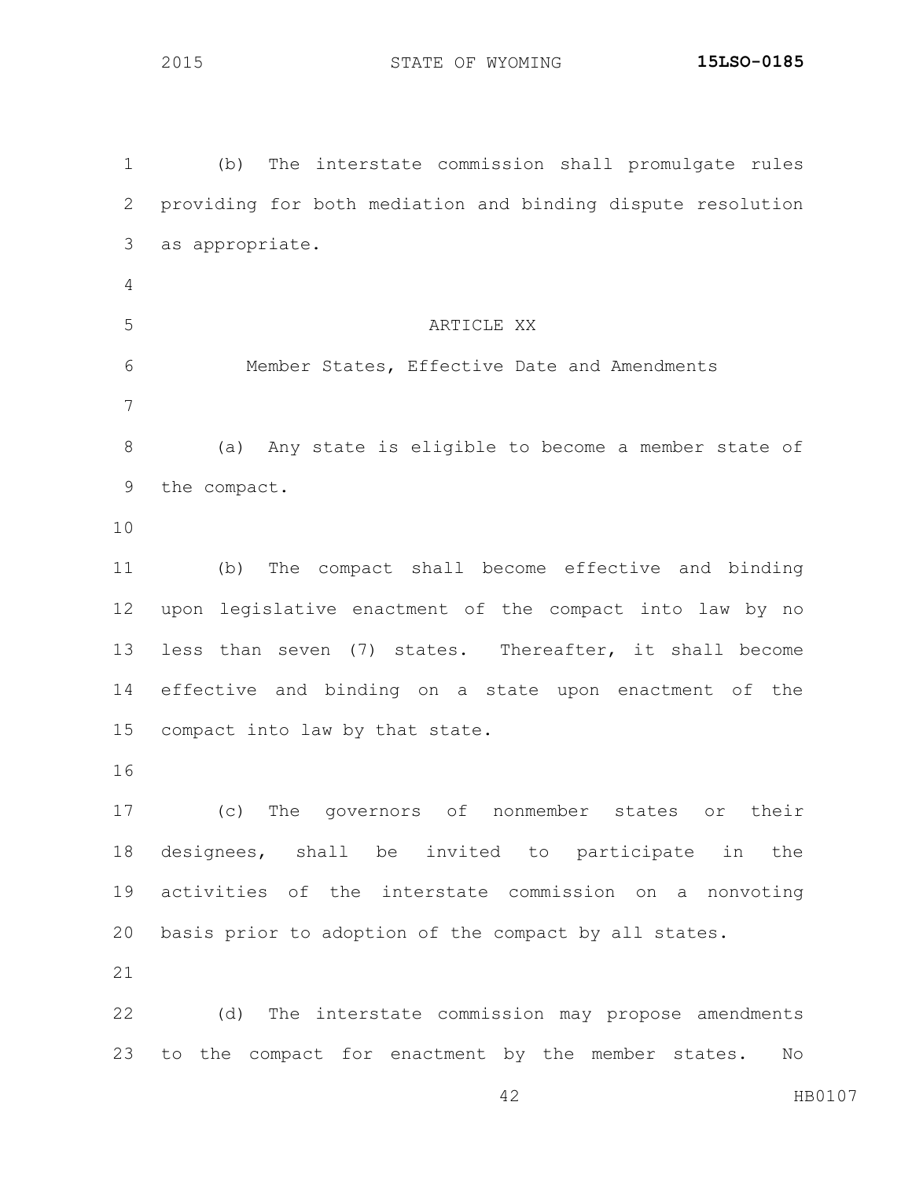(b) The interstate commission shall promulgate rules providing for both mediation and binding dispute resolution as appropriate.

ARTICLE XX

Member States, Effective Date and Amendments

(a) Any state is eligible to become a member state of the compact.

(b) The compact shall become effective and binding upon legislative enactment of the compact into law by no less than seven (7) states. Thereafter, it shall become effective and binding on a state upon enactment of the compact into law by that state.

(c) The governors of nonmember states or their designees, shall be invited to participate in the activities of the interstate commission on a nonvoting basis prior to adoption of the compact by all states.

(d) The interstate commission may propose amendments to the compact for enactment by the member states. No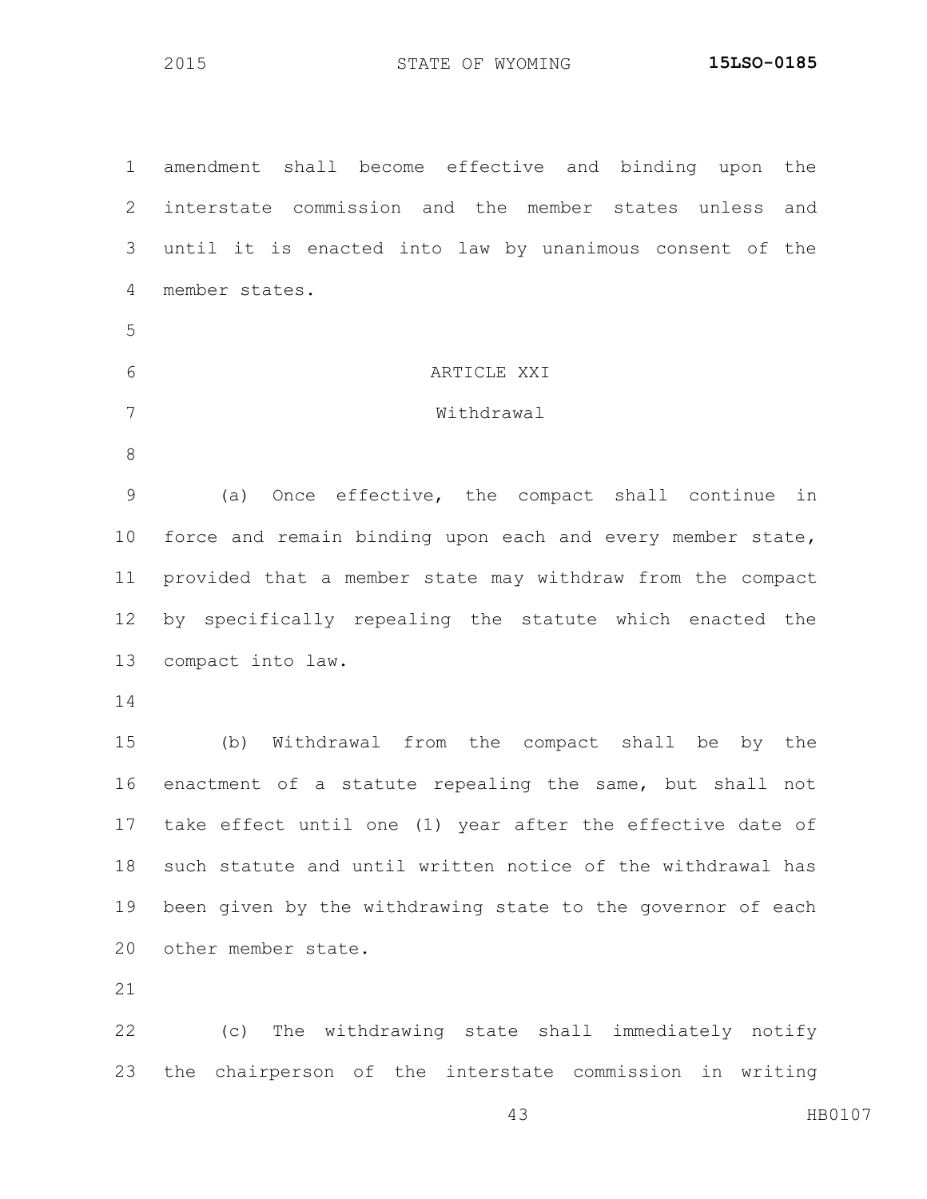amendment shall become effective and binding upon the interstate commission and the member states unless and until it is enacted into law by unanimous consent of the member states.

ARTICLE XXI

Withdrawal

(a) Once effective, the compact shall continue in force and remain binding upon each and every member state, provided that a member state may withdraw from the compact by specifically repealing the statute which enacted the compact into law.

(b) Withdrawal from the compact shall be by the enactment of a statute repealing the same, but shall not take effect until one (1) year after the effective date of such statute and until written notice of the withdrawal has been given by the withdrawing state to the governor of each other member state.

(c) The withdrawing state shall immediately notify the chairperson of the interstate commission in writing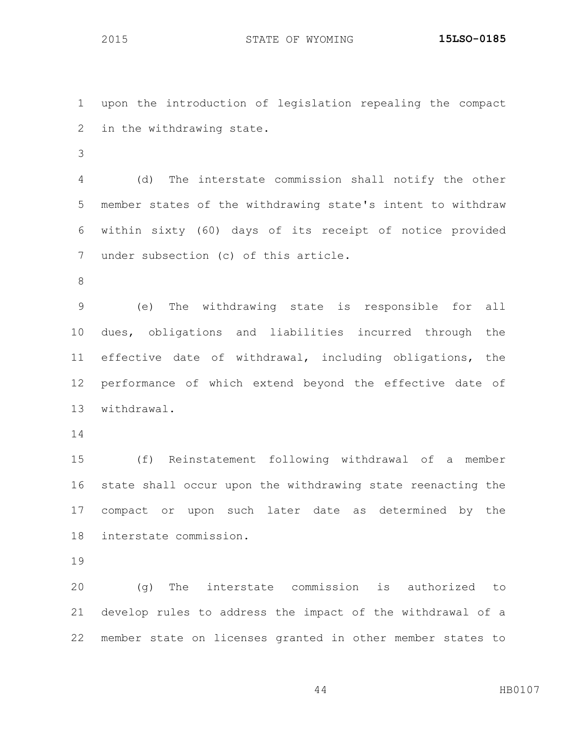upon the introduction of legislation repealing the compact in the withdrawing state.

(d) The interstate commission shall notify the other member states of the withdrawing state's intent to withdraw within sixty (60) days of its receipt of notice provided under subsection (c) of this article.

(e) The withdrawing state is responsible for all dues, obligations and liabilities incurred through the effective date of withdrawal, including obligations, the performance of which extend beyond the effective date of withdrawal.

(f) Reinstatement following withdrawal of a member state shall occur upon the withdrawing state reenacting the compact or upon such later date as determined by the interstate commission.

(g) The interstate commission is authorized to develop rules to address the impact of the withdrawal of a member state on licenses granted in other member states to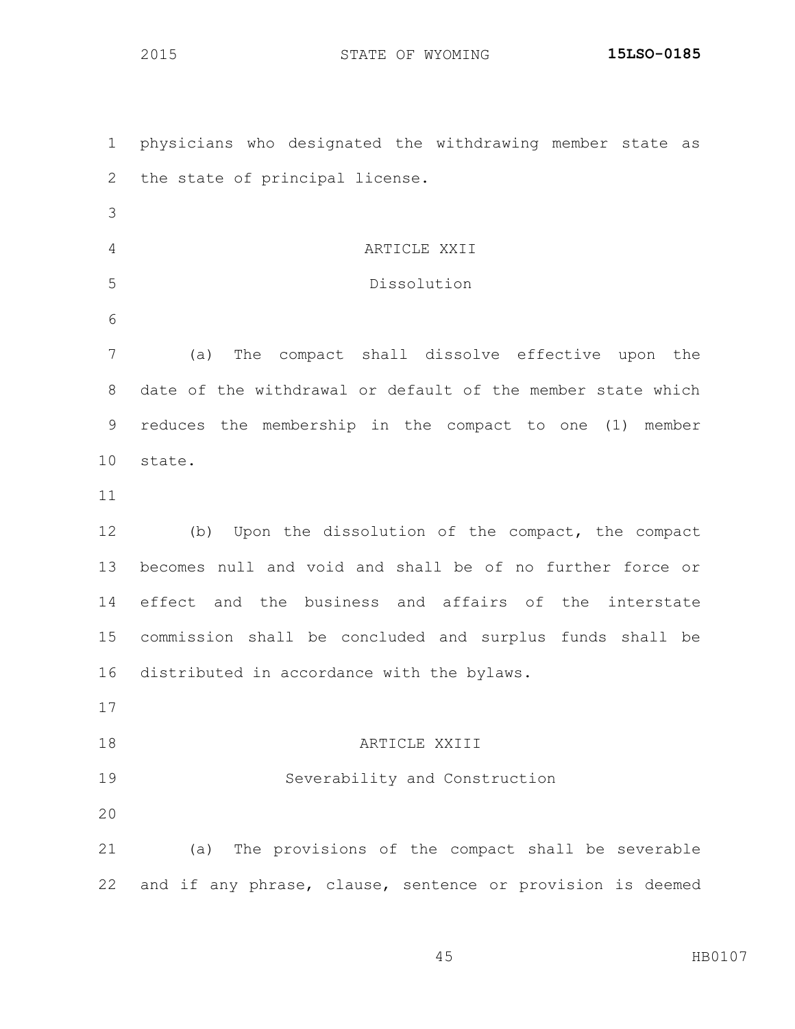physicians who designated the withdrawing member state as the state of principal license.

ARTICLE XXII

Dissolution

(a) The compact shall dissolve effective upon the date of the withdrawal or default of the member state which reduces the membership in the compact to one (1) member state.

(b) Upon the dissolution of the compact, the compact becomes null and void and shall be of no further force or effect and the business and affairs of the interstate commission shall be concluded and surplus funds shall be distributed in accordance with the bylaws.

ARTICLE XXIII

Severability and Construction

(a) The provisions of the compact shall be severable and if any phrase, clause, sentence or provision is deemed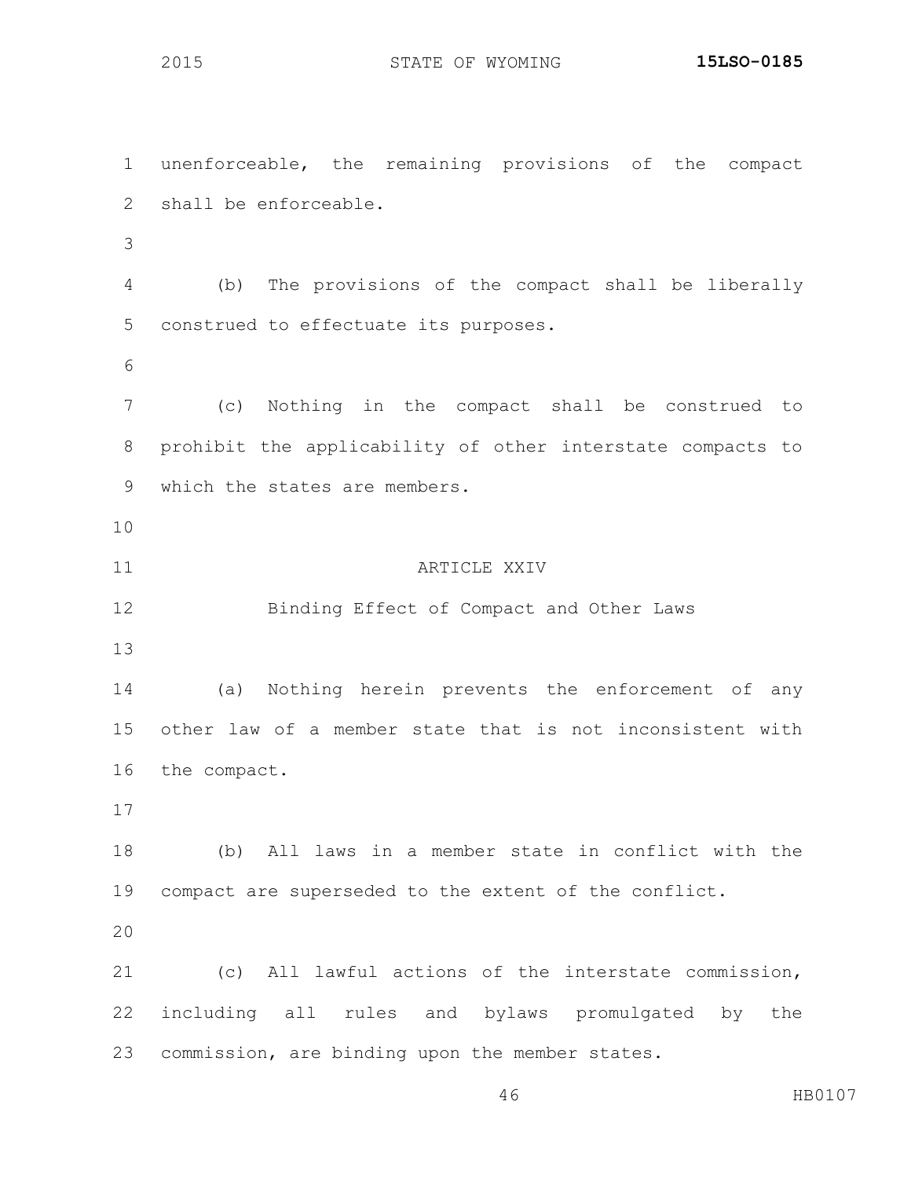unenforceable, the remaining provisions of the compact shall be enforceable.

(b) The provisions of the compact shall be liberally construed to effectuate its purposes.

(c) Nothing in the compact shall be construed to prohibit the applicability of other interstate compacts to which the states are members.

## ARTICLE XXIV

### Binding Effect of Compact and Other Laws

(a) Nothing herein prevents the enforcement of any other law of a member state that is not inconsistent with the compact.

(b) All laws in a member state in conflict with the compact are superseded to the extent of the conflict.

(c) All lawful actions of the interstate commission, including all rules and bylaws promulgated by the commission, are binding upon the member states.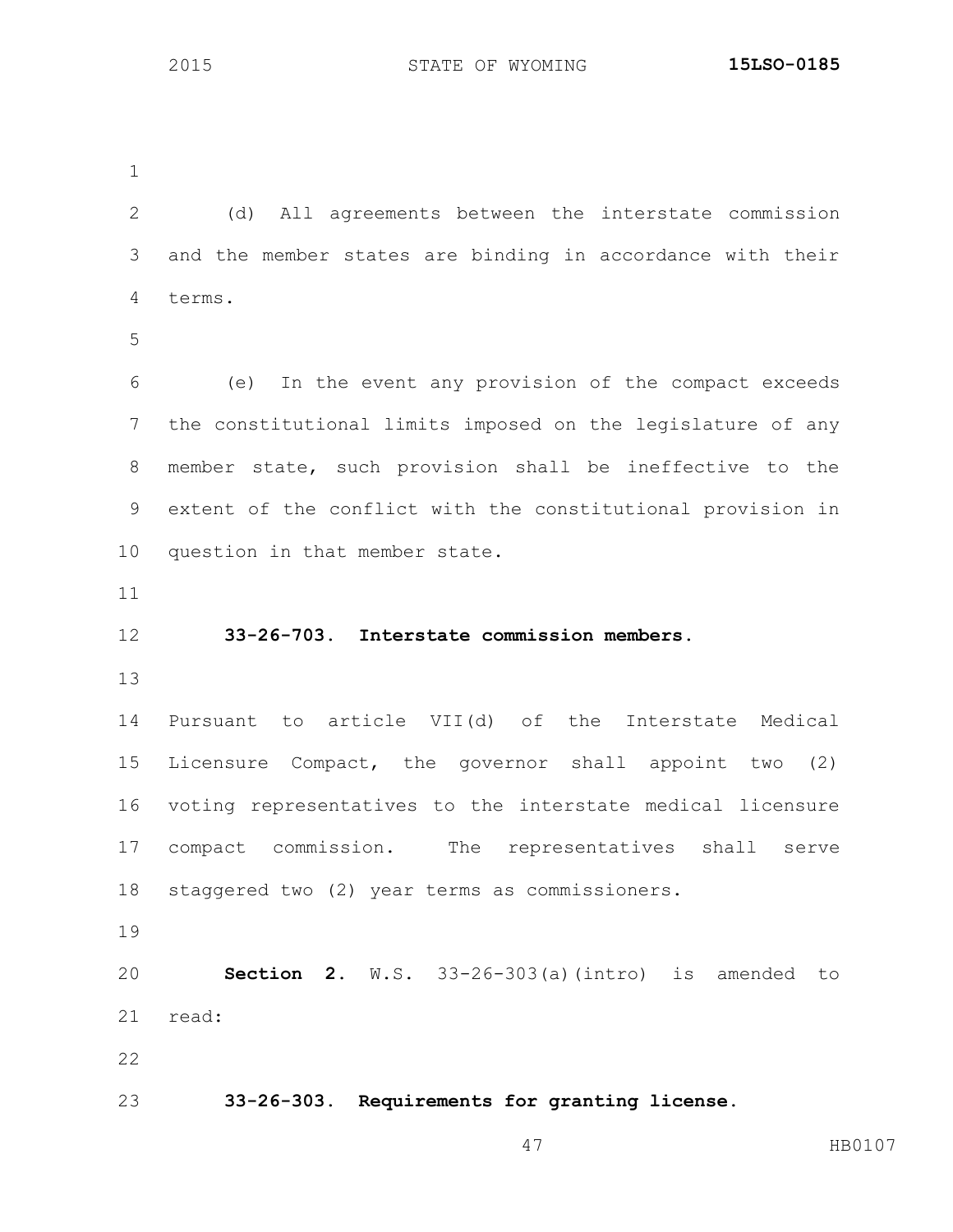(d) All agreements between the interstate commission and the member states are binding in accordance with their terms.

(e) In the event any provision of the compact exceeds the constitutional limits imposed on the legislature of any member state, such provision shall be ineffective to the extent of the conflict with the constitutional provision in question in that member state.

**33-26-703. Interstate commission members.**

Pursuant to article VII(d) of the Interstate Medical Licensure Compact, the governor shall appoint two (2) voting representatives to the interstate medical licensure compact commission. The representatives shall serve staggered two (2) year terms as commissioners.

**Section 2.** W.S. 33-26-303(a)(intro) is amended to read:

**33-26-303. Requirements for granting license.**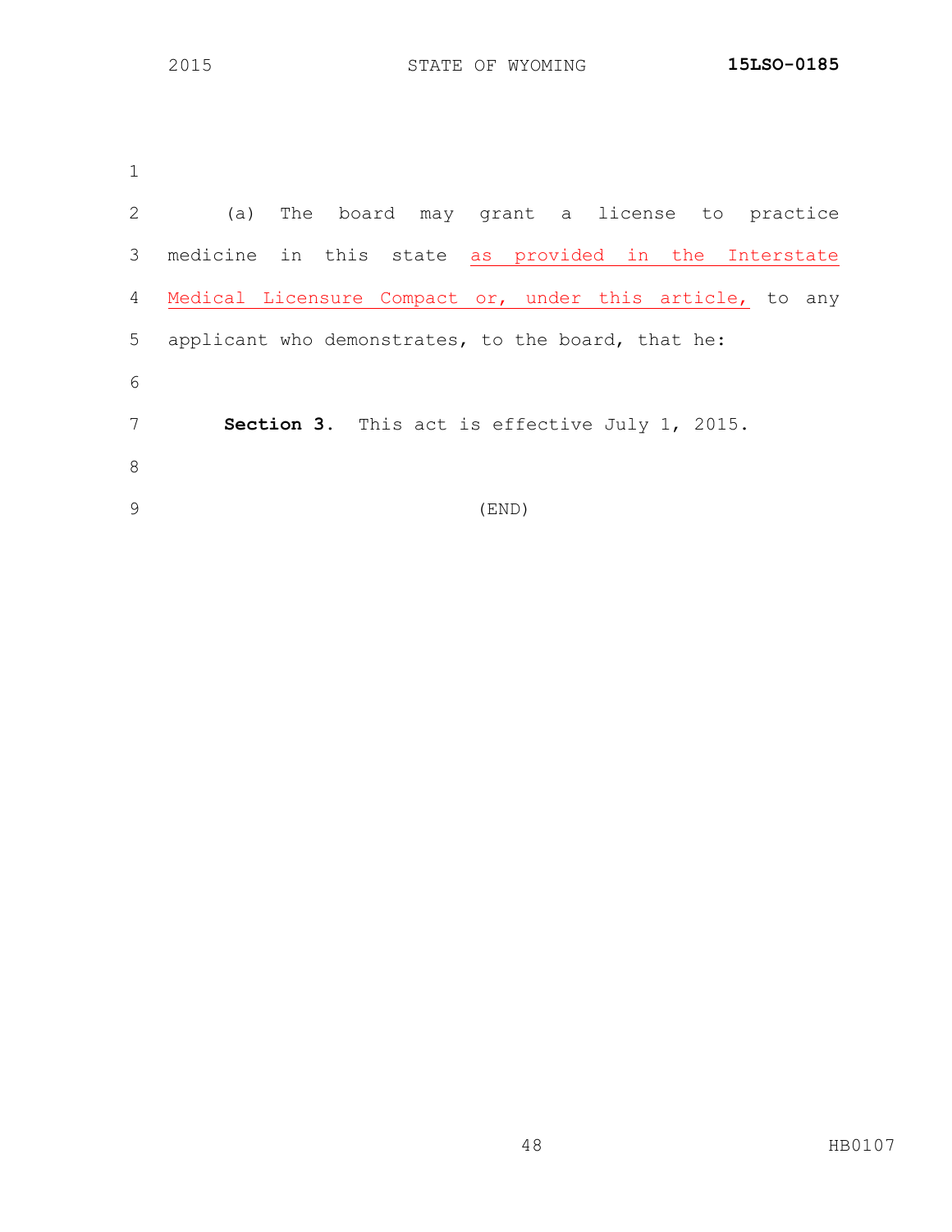(a) The board may grant a license to practice medicine in this state as provided in the Interstate Medical Licensure Compact or, under this article, to any applicant who demonstrates, to the board, that he:

**Section 3.** This act is effective July 1, 2015.

(END)